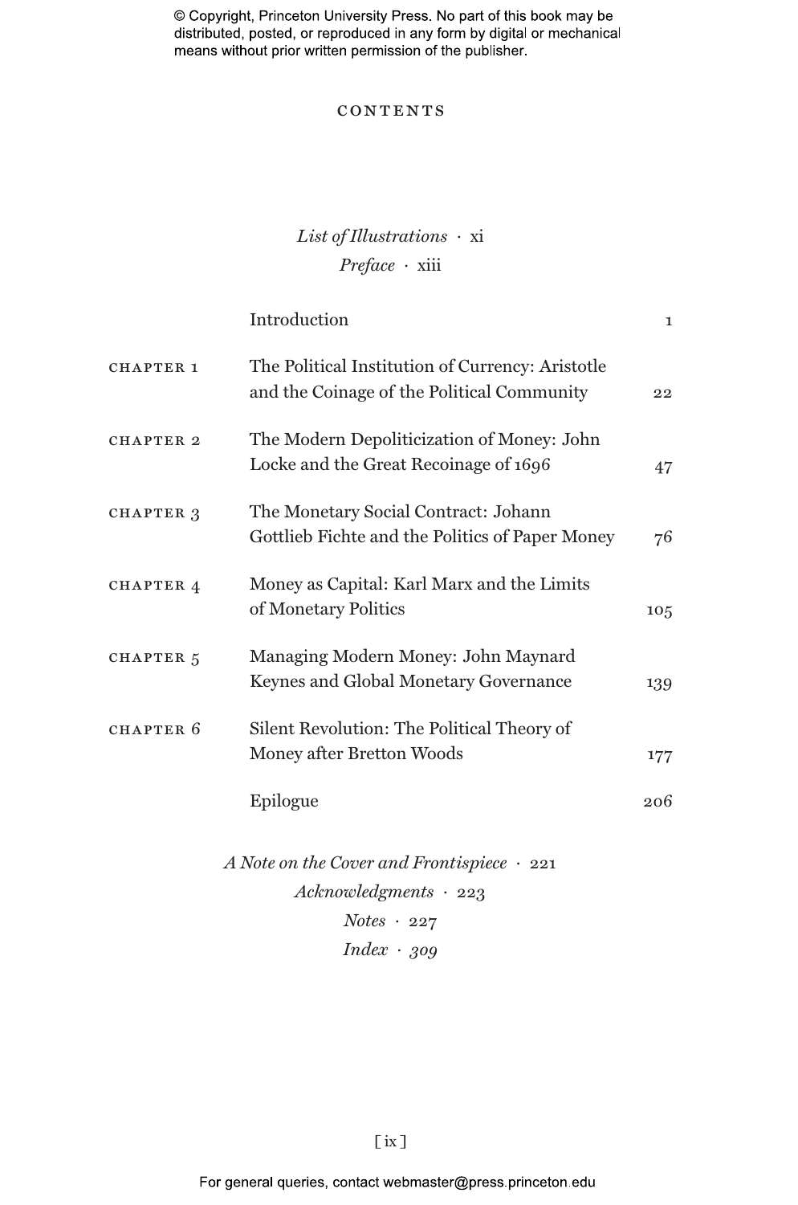# CONTENTS

*List of Illustrations* · xi

*Preface* · xiii

| | | |
|---|---|---|
| | Introduction | 1 |
| CHAPTER 1 | The Political Institution of Currency: Aristotle and the Coinage of the Political Community | 22 |
| CHAPTER 2 | The Modern Depoliticization of Money: John Locke and the Great Recoinage of 1696 | 47 |
| CHAPTER 3 | The Monetary Social Contract: Johann Gottlieb Fichte and the Politics of Paper Money | 76 |
| CHAPTER 4 | Money as Capital: Karl Marx and the Limits of Monetary Politics | 105 |
| CHAPTER 5 | Managing Modern Money: John Maynard Keynes and Global Monetary Governance | 139 |
| CHAPTER 6 | Silent Revolution: The Political Theory of Money after Bretton Woods | 177 |
| | Epilogue | 206 |

*A Note on the Cover and Frontispiece* · 221

*Acknowledgments* · 223

*Notes* · 227

*Index* · *309*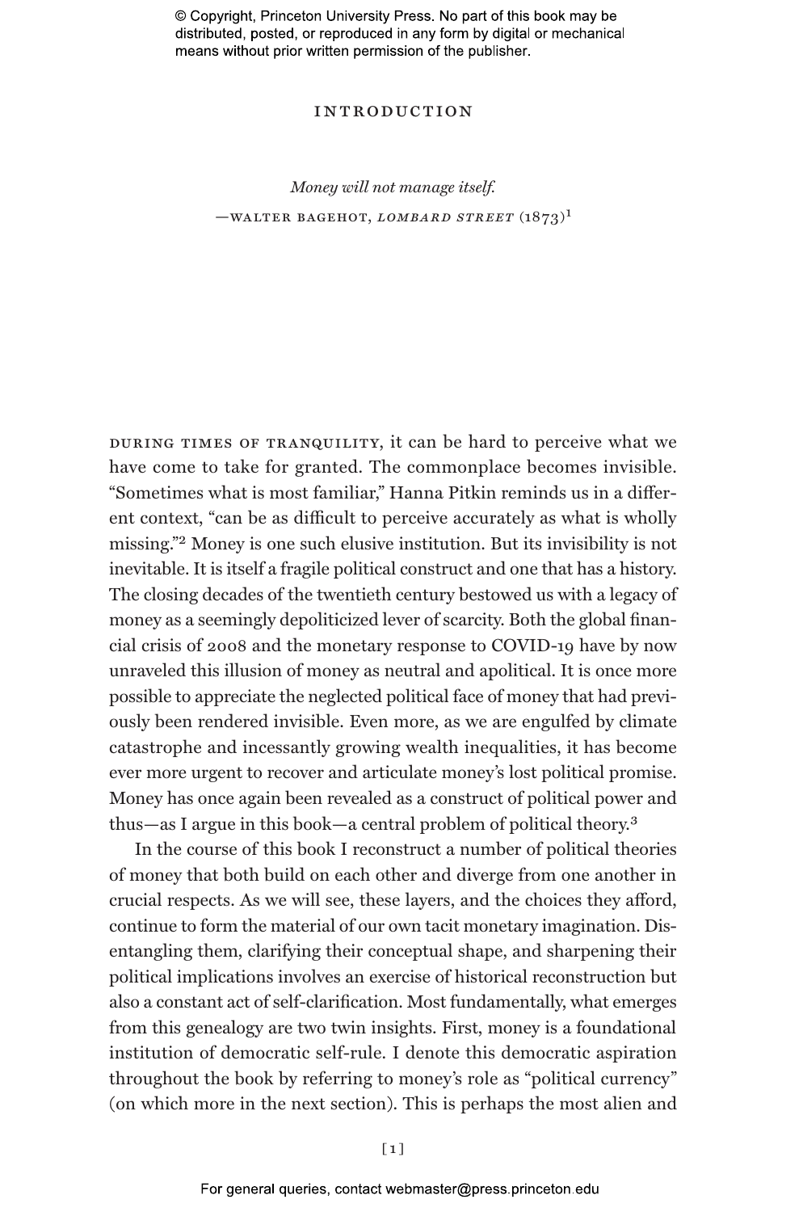# INTRODUCTION

*Money will not manage itself.*

—WALTER BAGEHOT, *LOMBARD STREET* (1873)[1]

DURING TIMES OF TRANQUILITY, it can be hard to perceive what we have come to take for granted. The commonplace becomes invisible. "Sometimes what is most familiar," Hanna Pitkin reminds us in a different context, "can be as difficult to perceive accurately as what is wholly missing."[2] Money is one such elusive institution. But its invisibility is not inevitable. It is itself a fragile political construct and one that has a history. The closing decades of the twentieth century bestowed us with a legacy of money as a seemingly depoliticized lever of scarcity. Both the global financial crisis of 2008 and the monetary response to COVID-19 have by now unraveled this illusion of money as neutral and apolitical. It is once more possible to appreciate the neglected political face of money that had previously been rendered invisible. Even more, as we are engulfed by climate catastrophe and incessantly growing wealth inequalities, it has become ever more urgent to recover and articulate money's lost political promise. Money has once again been revealed as a construct of political power and thus—as I argue in this book—a central problem of political theory.[3]

In the course of this book I reconstruct a number of political theories of money that both build on each other and diverge from one another in crucial respects. As we will see, these layers, and the choices they afford, continue to form the material of our own tacit monetary imagination. Disentangling them, clarifying their conceptual shape, and sharpening their political implications involves an exercise of historical reconstruction but also a constant act of self-clarification. Most fundamentally, what emerges from this genealogy are two twin insights. First, money is a foundational institution of democratic self-rule. I denote this democratic aspiration throughout the book by referring to money's role as "political currency" (on which more in the next section). This is perhaps the most alien and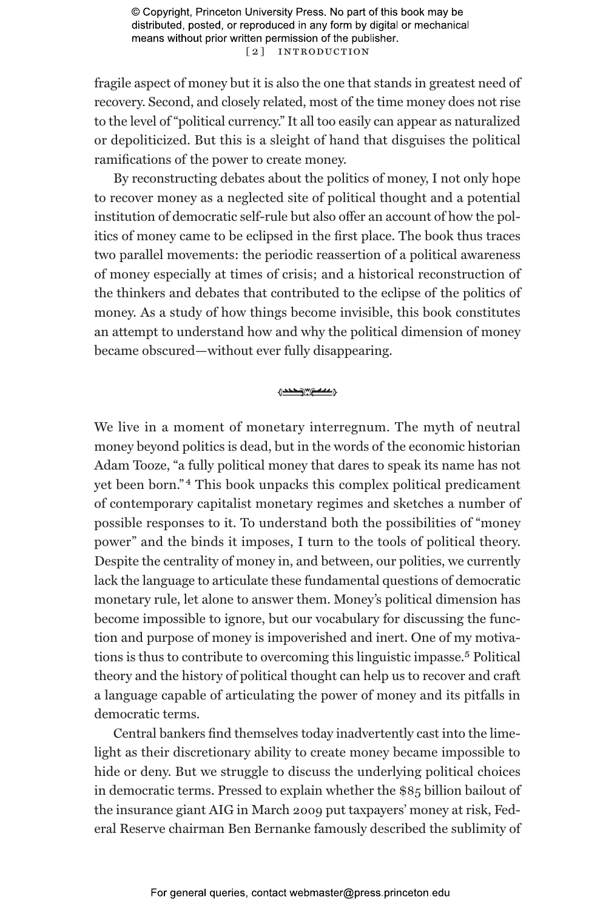fragile aspect of money but it is also the one that stands in greatest need of recovery. Second, and closely related, most of the time money does not rise to the level of "political currency." It all too easily can appear as naturalized or depoliticized. But this is a sleight of hand that disguises the political ramifications of the power to create money.

By reconstructing debates about the politics of money, I not only hope to recover money as a neglected site of political thought and a potential institution of democratic self-rule but also offer an account of how the politics of money came to be eclipsed in the first place. The book thus traces two parallel movements: the periodic reassertion of a political awareness of money especially at times of crisis; and a historical reconstruction of the thinkers and debates that contributed to the eclipse of the politics of money. As a study of how things become invisible, this book constitutes an attempt to understand how and why the political dimension of money became obscured—without ever fully disappearing.

We live in a moment of monetary interregnum. The myth of neutral money beyond politics is dead, but in the words of the economic historian Adam Tooze, "a fully political money that dares to speak its name has not yet been born."[4] This book unpacks this complex political predicament of contemporary capitalist monetary regimes and sketches a number of possible responses to it. To understand both the possibilities of "money power" and the binds it imposes, I turn to the tools of political theory. Despite the centrality of money in, and between, our polities, we currently lack the language to articulate these fundamental questions of democratic monetary rule, let alone to answer them. Money's political dimension has become impossible to ignore, but our vocabulary for discussing the function and purpose of money is impoverished and inert. One of my motivations is thus to contribute to overcoming this linguistic impasse.[5] Political theory and the history of political thought can help us to recover and craft a language capable of articulating the power of money and its pitfalls in democratic terms.

Central bankers find themselves today inadvertently cast into the limelight as their discretionary ability to create money became impossible to hide or deny. But we struggle to discuss the underlying political choices in democratic terms. Pressed to explain whether the $85 billion bailout of the insurance giant AIG in March 2009 put taxpayers' money at risk, Federal Reserve chairman Ben Bernanke famously described the sublimity of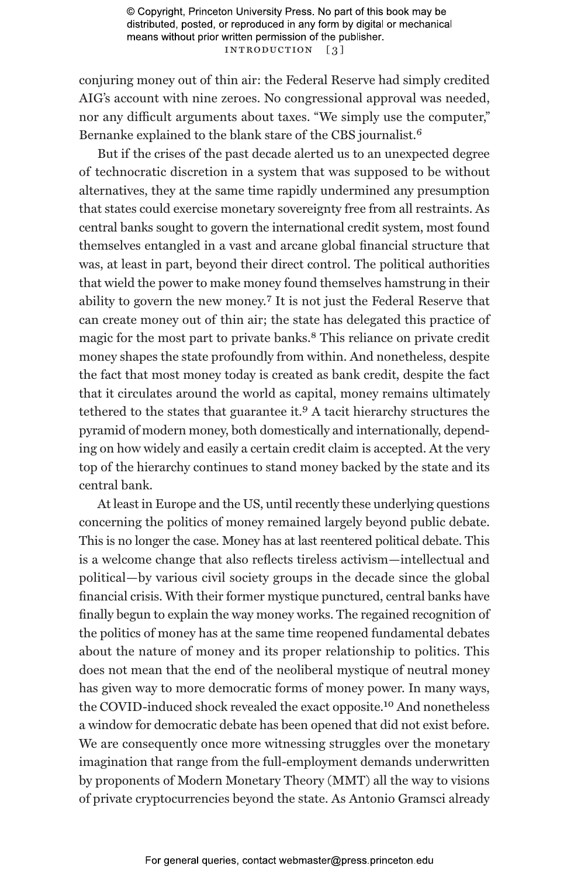conjuring money out of thin air: the Federal Reserve had simply credited AIG's account with nine zeroes. No congressional approval was needed, nor any difficult arguments about taxes. "We simply use the computer," Bernanke explained to the blank stare of the CBS journalist.[6]

But if the crises of the past decade alerted us to an unexpected degree of technocratic discretion in a system that was supposed to be without alternatives, they at the same time rapidly undermined any presumption that states could exercise monetary sovereignty free from all restraints. As central banks sought to govern the international credit system, most found themselves entangled in a vast and arcane global financial structure that was, at least in part, beyond their direct control. The political authorities that wield the power to make money found themselves hamstrung in their ability to govern the new money.[7] It is not just the Federal Reserve that can create money out of thin air; the state has delegated this practice of magic for the most part to private banks.[8] This reliance on private credit money shapes the state profoundly from within. And nonetheless, despite the fact that most money today is created as bank credit, despite the fact that it circulates around the world as capital, money remains ultimately tethered to the states that guarantee it.[9] A tacit hierarchy structures the pyramid of modern money, both domestically and internationally, depending on how widely and easily a certain credit claim is accepted. At the very top of the hierarchy continues to stand money backed by the state and its central bank.

At least in Europe and the US, until recently these underlying questions concerning the politics of money remained largely beyond public debate. This is no longer the case. Money has at last reentered political debate. This is a welcome change that also reflects tireless activism—intellectual and political—by various civil society groups in the decade since the global financial crisis. With their former mystique punctured, central banks have finally begun to explain the way money works. The regained recognition of the politics of money has at the same time reopened fundamental debates about the nature of money and its proper relationship to politics. This does not mean that the end of the neoliberal mystique of neutral money has given way to more democratic forms of money power. In many ways, the COVID-induced shock revealed the exact opposite.[10] And nonetheless a window for democratic debate has been opened that did not exist before. We are consequently once more witnessing struggles over the monetary imagination that range from the full-employment demands underwritten by proponents of Modern Monetary Theory (MMT) all the way to visions of private cryptocurrencies beyond the state. As Antonio Gramsci already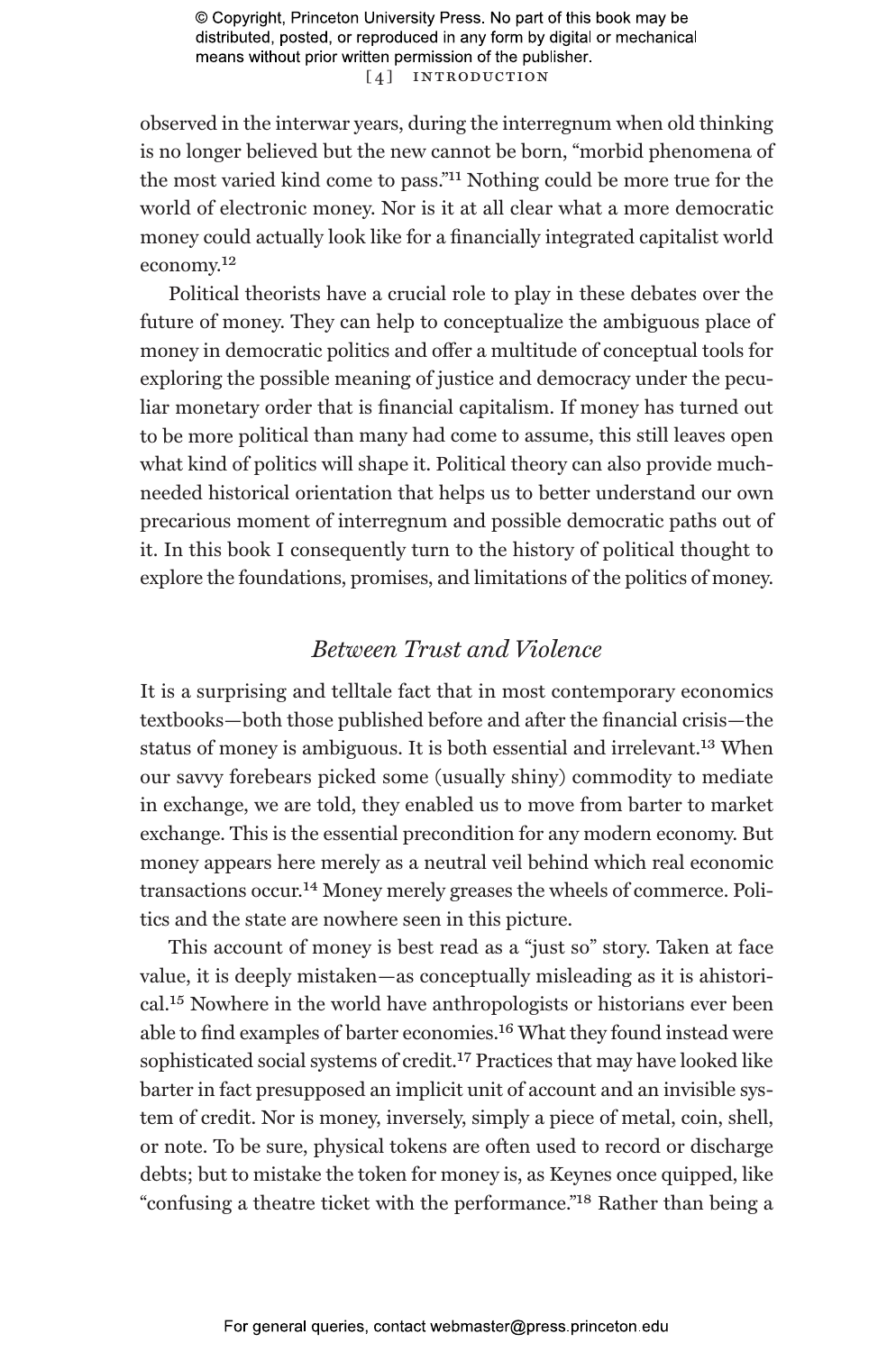observed in the interwar years, during the interregnum when old thinking is no longer believed but the new cannot be born, "morbid phenomena of the most varied kind come to pass."[11] Nothing could be more true for the world of electronic money. Nor is it at all clear what a more democratic money could actually look like for a financially integrated capitalist world economy.[12]

Political theorists have a crucial role to play in these debates over the future of money. They can help to conceptualize the ambiguous place of money in democratic politics and offer a multitude of conceptual tools for exploring the possible meaning of justice and democracy under the peculiar monetary order that is financial capitalism. If money has turned out to be more political than many had come to assume, this still leaves open what kind of politics will shape it. Political theory can also provide much-needed historical orientation that helps us to better understand our own precarious moment of interregnum and possible democratic paths out of it. In this book I consequently turn to the history of political thought to explore the foundations, promises, and limitations of the politics of money.

## *Between Trust and Violence*

It is a surprising and telltale fact that in most contemporary economics textbooks—both those published before and after the financial crisis—the status of money is ambiguous. It is both essential and irrelevant.[13] When our savvy forebears picked some (usually shiny) commodity to mediate in exchange, we are told, they enabled us to move from barter to market exchange. This is the essential precondition for any modern economy. But money appears here merely as a neutral veil behind which real economic transactions occur.[14] Money merely greases the wheels of commerce. Politics and the state are nowhere seen in this picture.

This account of money is best read as a "just so" story. Taken at face value, it is deeply mistaken—as conceptually misleading as it is ahistorical.[15] Nowhere in the world have anthropologists or historians ever been able to find examples of barter economies.[16] What they found instead were sophisticated social systems of credit.[17] Practices that may have looked like barter in fact presupposed an implicit unit of account and an invisible system of credit. Nor is money, inversely, simply a piece of metal, coin, shell, or note. To be sure, physical tokens are often used to record or discharge debts; but to mistake the token for money is, as Keynes once quipped, like "confusing a theatre ticket with the performance."[18] Rather than being a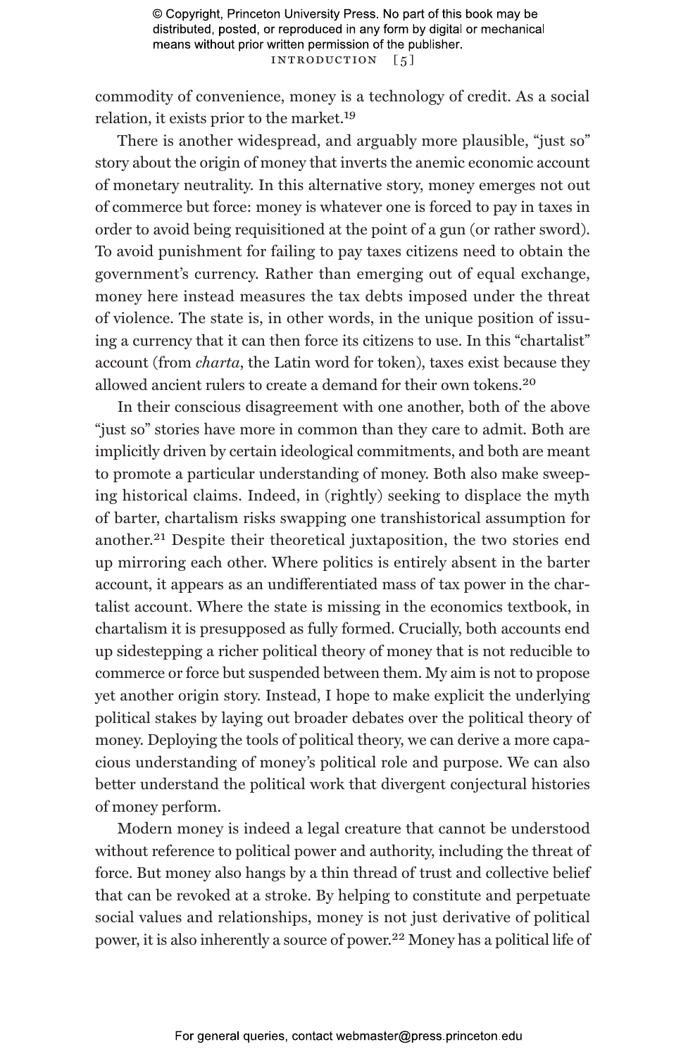commodity of convenience, money is a technology of credit. As a social relation, it exists prior to the market.[19]

There is another widespread, and arguably more plausible, "just so" story about the origin of money that inverts the anemic economic account of monetary neutrality. In this alternative story, money emerges not out of commerce but force: money is whatever one is forced to pay in taxes in order to avoid being requisitioned at the point of a gun (or rather sword). To avoid punishment for failing to pay taxes citizens need to obtain the government's currency. Rather than emerging out of equal exchange, money here instead measures the tax debts imposed under the threat of violence. The state is, in other words, in the unique position of issuing a currency that it can then force its citizens to use. In this "chartalist" account (from *charta*, the Latin word for token), taxes exist because they allowed ancient rulers to create a demand for their own tokens.[20]

In their conscious disagreement with one another, both of the above "just so" stories have more in common than they care to admit. Both are implicitly driven by certain ideological commitments, and both are meant to promote a particular understanding of money. Both also make sweeping historical claims. Indeed, in (rightly) seeking to displace the myth of barter, chartalism risks swapping one transhistorical assumption for another.[21] Despite their theoretical juxtaposition, the two stories end up mirroring each other. Where politics is entirely absent in the barter account, it appears as an undifferentiated mass of tax power in the chartalist account. Where the state is missing in the economics textbook, in chartalism it is presupposed as fully formed. Crucially, both accounts end up sidestepping a richer political theory of money that is not reducible to commerce or force but suspended between them. My aim is not to propose yet another origin story. Instead, I hope to make explicit the underlying political stakes by laying out broader debates over the political theory of money. Deploying the tools of political theory, we can derive a more capacious understanding of money's political role and purpose. We can also better understand the political work that divergent conjectural histories of money perform.

Modern money is indeed a legal creature that cannot be understood without reference to political power and authority, including the threat of force. But money also hangs by a thin thread of trust and collective belief that can be revoked at a stroke. By helping to constitute and perpetuate social values and relationships, money is not just derivative of political power, it is also inherently a source of power.[22] Money has a political life of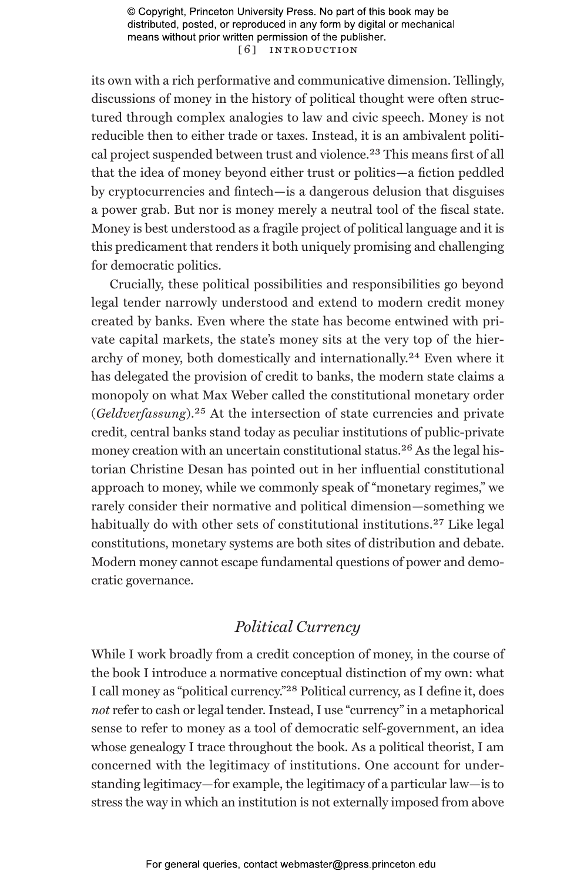its own with a rich performative and communicative dimension. Tellingly, discussions of money in the history of political thought were often structured through complex analogies to law and civic speech. Money is not reducible then to either trade or taxes. Instead, it is an ambivalent political project suspended between trust and violence.[23] This means first of all that the idea of money beyond either trust or politics—a fiction peddled by cryptocurrencies and fintech—is a dangerous delusion that disguises a power grab. But nor is money merely a neutral tool of the fiscal state. Money is best understood as a fragile project of political language and it is this predicament that renders it both uniquely promising and challenging for democratic politics.

Crucially, these political possibilities and responsibilities go beyond legal tender narrowly understood and extend to modern credit money created by banks. Even where the state has become entwined with private capital markets, the state's money sits at the very top of the hierarchy of money, both domestically and internationally.[24] Even where it has delegated the provision of credit to banks, the modern state claims a monopoly on what Max Weber called the constitutional monetary order (*Geldverfassung*).[25] At the intersection of state currencies and private credit, central banks stand today as peculiar institutions of public-private money creation with an uncertain constitutional status.[26] As the legal historian Christine Desan has pointed out in her influential constitutional approach to money, while we commonly speak of "monetary regimes," we rarely consider their normative and political dimension—something we habitually do with other sets of constitutional institutions.[27] Like legal constitutions, monetary systems are both sites of distribution and debate. Modern money cannot escape fundamental questions of power and democratic governance.

## *Political Currency*

While I work broadly from a credit conception of money, in the course of the book I introduce a normative conceptual distinction of my own: what I call money as "political currency."[28] Political currency, as I define it, does *not* refer to cash or legal tender. Instead, I use "currency" in a metaphorical sense to refer to money as a tool of democratic self-government, an idea whose genealogy I trace throughout the book. As a political theorist, I am concerned with the legitimacy of institutions. One account for understanding legitimacy—for example, the legitimacy of a particular law—is to stress the way in which an institution is not externally imposed from above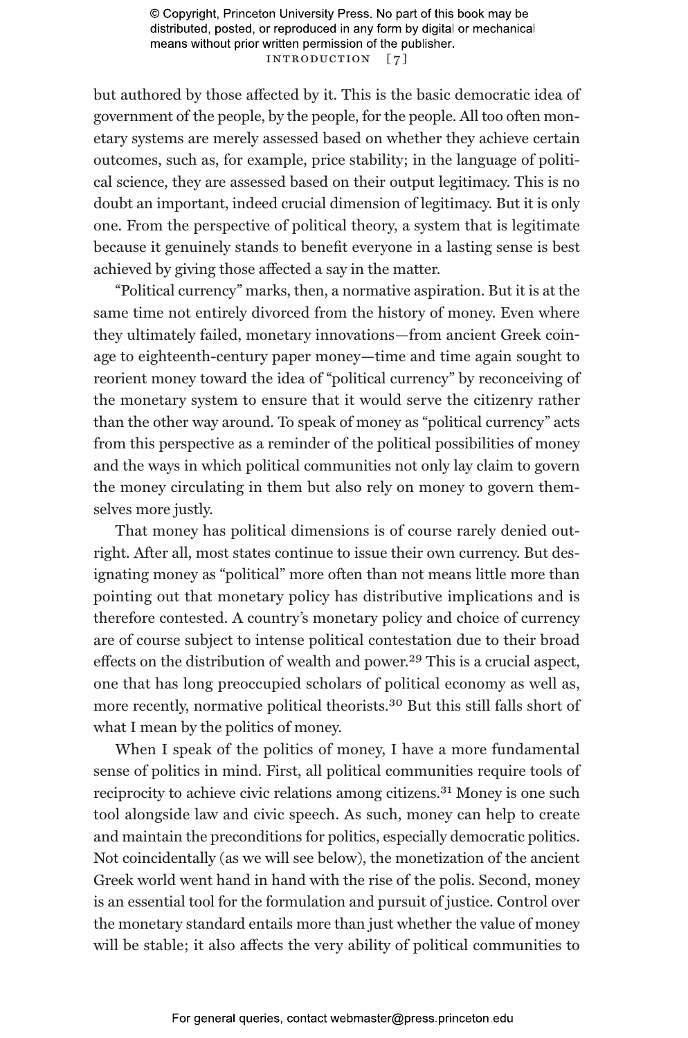but authored by those affected by it. This is the basic democratic idea of government of the people, by the people, for the people. All too often monetary systems are merely assessed based on whether they achieve certain outcomes, such as, for example, price stability; in the language of political science, they are assessed based on their output legitimacy. This is no doubt an important, indeed crucial dimension of legitimacy. But it is only one. From the perspective of political theory, a system that is legitimate because it genuinely stands to benefit everyone in a lasting sense is best achieved by giving those affected a say in the matter.

"Political currency" marks, then, a normative aspiration. But it is at the same time not entirely divorced from the history of money. Even where they ultimately failed, monetary innovations—from ancient Greek coinage to eighteenth-century paper money—time and time again sought to reorient money toward the idea of "political currency" by reconceiving of the monetary system to ensure that it would serve the citizenry rather than the other way around. To speak of money as "political currency" acts from this perspective as a reminder of the political possibilities of money and the ways in which political communities not only lay claim to govern the money circulating in them but also rely on money to govern themselves more justly.

That money has political dimensions is of course rarely denied outright. After all, most states continue to issue their own currency. But designating money as "political" more often than not means little more than pointing out that monetary policy has distributive implications and is therefore contested. A country's monetary policy and choice of currency are of course subject to intense political contestation due to their broad effects on the distribution of wealth and power.[29] This is a crucial aspect, one that has long preoccupied scholars of political economy as well as, more recently, normative political theorists.[30] But this still falls short of what I mean by the politics of money.

When I speak of the politics of money, I have a more fundamental sense of politics in mind. First, all political communities require tools of reciprocity to achieve civic relations among citizens.[31] Money is one such tool alongside law and civic speech. As such, money can help to create and maintain the preconditions for politics, especially democratic politics. Not coincidentally (as we will see below), the monetization of the ancient Greek world went hand in hand with the rise of the polis. Second, money is an essential tool for the formulation and pursuit of justice. Control over the monetary standard entails more than just whether the value of money will be stable; it also affects the very ability of political communities to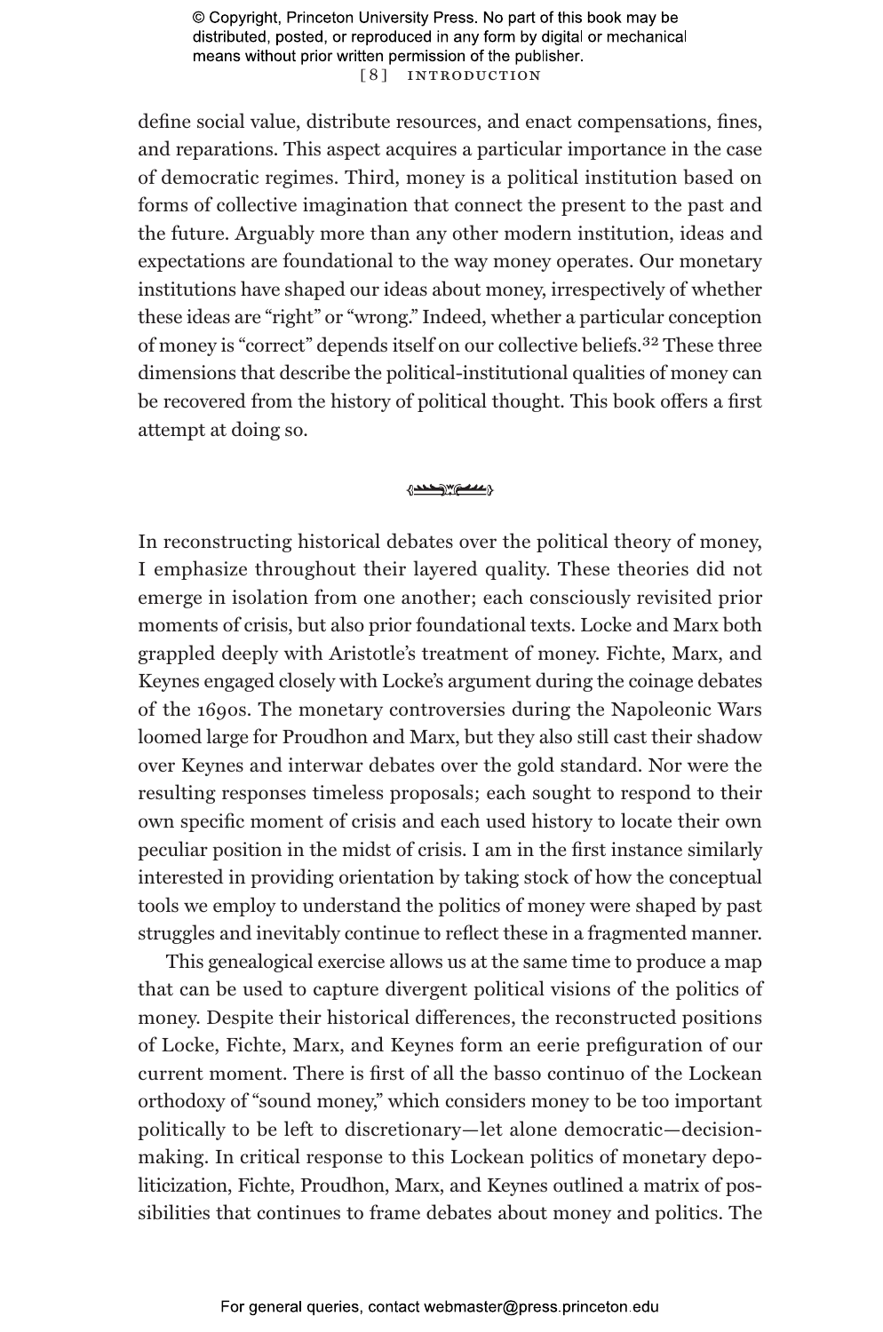define social value, distribute resources, and enact compensations, fines, and reparations. This aspect acquires a particular importance in the case of democratic regimes. Third, money is a political institution based on forms of collective imagination that connect the present to the past and the future. Arguably more than any other modern institution, ideas and expectations are foundational to the way money operates. Our monetary institutions have shaped our ideas about money, irrespectively of whether these ideas are "right" or "wrong." Indeed, whether a particular conception of money is "correct" depends itself on our collective beliefs.[32] These three dimensions that describe the political-institutional qualities of money can be recovered from the history of political thought. This book offers a first attempt at doing so.

---

In reconstructing historical debates over the political theory of money, I emphasize throughout their layered quality. These theories did not emerge in isolation from one another; each consciously revisited prior moments of crisis, but also prior foundational texts. Locke and Marx both grappled deeply with Aristotle's treatment of money. Fichte, Marx, and Keynes engaged closely with Locke's argument during the coinage debates of the 1690s. The monetary controversies during the Napoleonic Wars loomed large for Proudhon and Marx, but they also still cast their shadow over Keynes and interwar debates over the gold standard. Nor were the resulting responses timeless proposals; each sought to respond to their own specific moment of crisis and each used history to locate their own peculiar position in the midst of crisis. I am in the first instance similarly interested in providing orientation by taking stock of how the conceptual tools we employ to understand the politics of money were shaped by past struggles and inevitably continue to reflect these in a fragmented manner.

This genealogical exercise allows us at the same time to produce a map that can be used to capture divergent political visions of the politics of money. Despite their historical differences, the reconstructed positions of Locke, Fichte, Marx, and Keynes form an eerie prefiguration of our current moment. There is first of all the basso continuo of the Lockean orthodoxy of "sound money," which considers money to be too important politically to be left to discretionary—let alone democratic—decision-making. In critical response to this Lockean politics of monetary depoliticization, Fichte, Proudhon, Marx, and Keynes outlined a matrix of possibilities that continues to frame debates about money and politics. The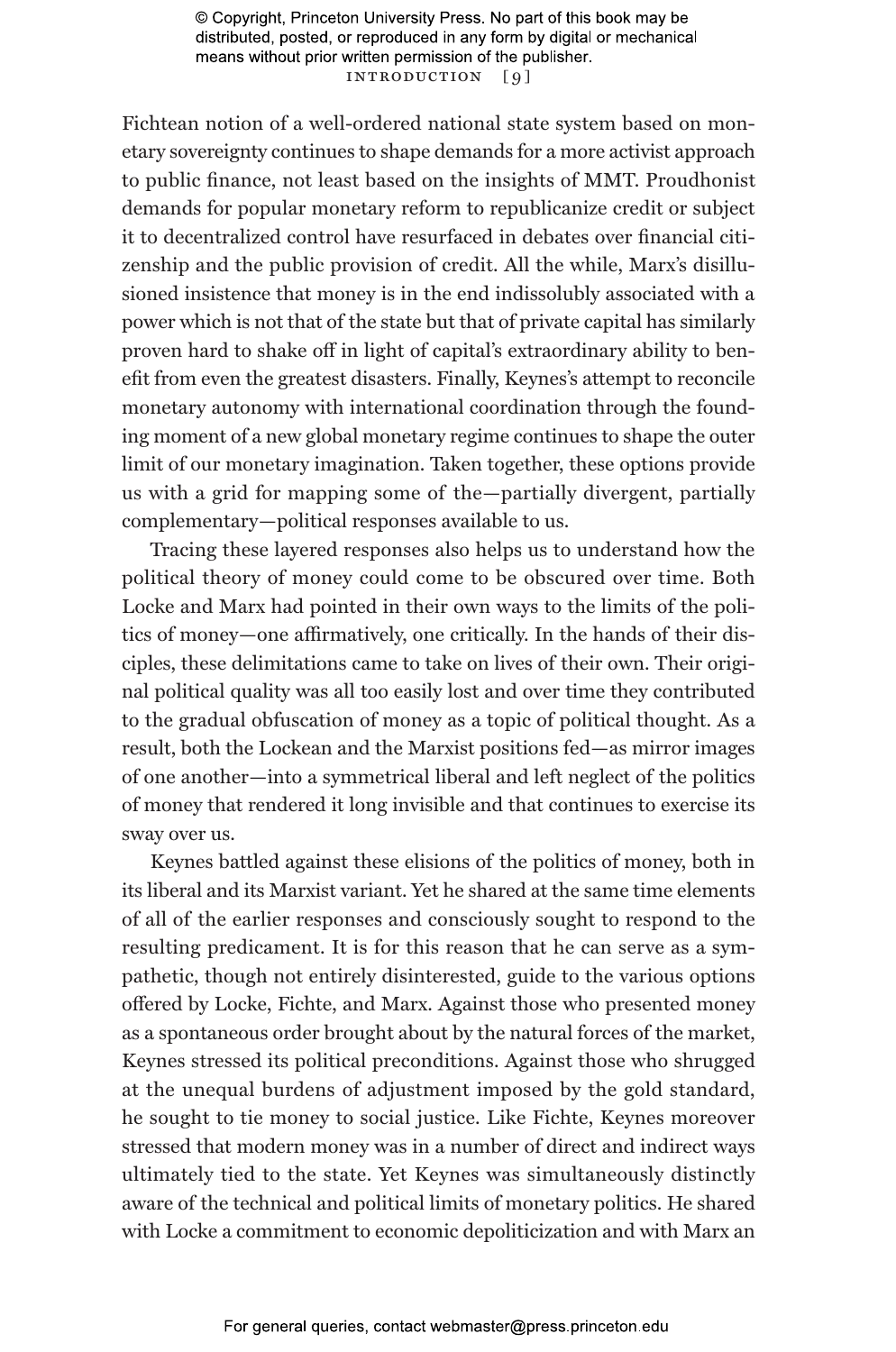Fichtean notion of a well-ordered national state system based on monetary sovereignty continues to shape demands for a more activist approach to public finance, not least based on the insights of MMT. Proudhonist demands for popular monetary reform to republicanize credit or subject it to decentralized control have resurfaced in debates over financial citizenship and the public provision of credit. All the while, Marx's disillusioned insistence that money is in the end indissolubly associated with a power which is not that of the state but that of private capital has similarly proven hard to shake off in light of capital's extraordinary ability to benefit from even the greatest disasters. Finally, Keynes's attempt to reconcile monetary autonomy with international coordination through the founding moment of a new global monetary regime continues to shape the outer limit of our monetary imagination. Taken together, these options provide us with a grid for mapping some of the—partially divergent, partially complementary—political responses available to us.

Tracing these layered responses also helps us to understand how the political theory of money could come to be obscured over time. Both Locke and Marx had pointed in their own ways to the limits of the politics of money—one affirmatively, one critically. In the hands of their disciples, these delimitations came to take on lives of their own. Their original political quality was all too easily lost and over time they contributed to the gradual obfuscation of money as a topic of political thought. As a result, both the Lockean and the Marxist positions fed—as mirror images of one another—into a symmetrical liberal and left neglect of the politics of money that rendered it long invisible and that continues to exercise its sway over us.

Keynes battled against these elisions of the politics of money, both in its liberal and its Marxist variant. Yet he shared at the same time elements of all of the earlier responses and consciously sought to respond to the resulting predicament. It is for this reason that he can serve as a sympathetic, though not entirely disinterested, guide to the various options offered by Locke, Fichte, and Marx. Against those who presented money as a spontaneous order brought about by the natural forces of the market, Keynes stressed its political preconditions. Against those who shrugged at the unequal burdens of adjustment imposed by the gold standard, he sought to tie money to social justice. Like Fichte, Keynes moreover stressed that modern money was in a number of direct and indirect ways ultimately tied to the state. Yet Keynes was simultaneously distinctly aware of the technical and political limits of monetary politics. He shared with Locke a commitment to economic depoliticization and with Marx an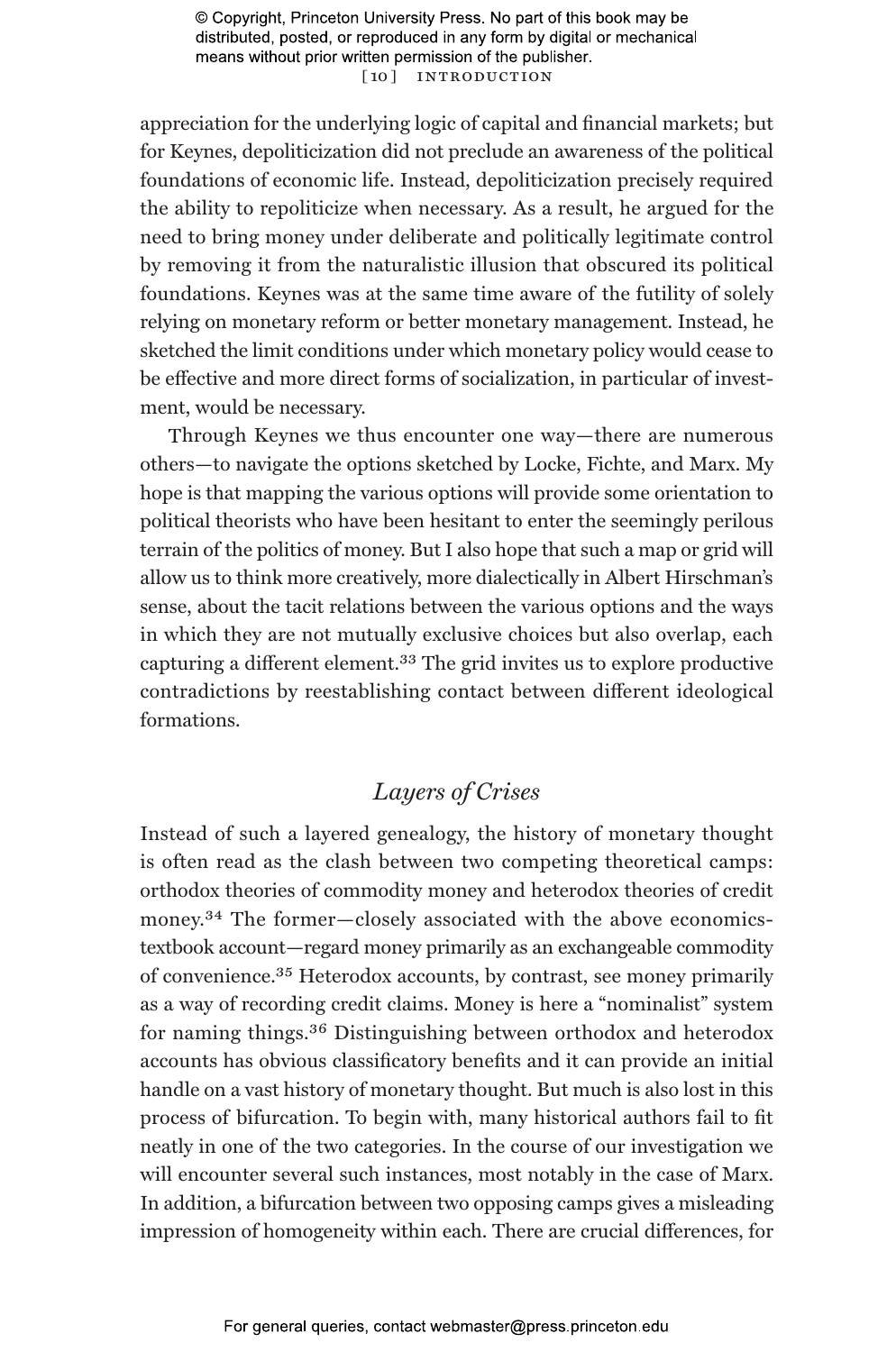appreciation for the underlying logic of capital and financial markets; but for Keynes, depoliticization did not preclude an awareness of the political foundations of economic life. Instead, depoliticization precisely required the ability to repoliticize when necessary. As a result, he argued for the need to bring money under deliberate and politically legitimate control by removing it from the naturalistic illusion that obscured its political foundations. Keynes was at the same time aware of the futility of solely relying on monetary reform or better monetary management. Instead, he sketched the limit conditions under which monetary policy would cease to be effective and more direct forms of socialization, in particular of investment, would be necessary.

Through Keynes we thus encounter one way—there are numerous others—to navigate the options sketched by Locke, Fichte, and Marx. My hope is that mapping the various options will provide some orientation to political theorists who have been hesitant to enter the seemingly perilous terrain of the politics of money. But I also hope that such a map or grid will allow us to think more creatively, more dialectically in Albert Hirschman's sense, about the tacit relations between the various options and the ways in which they are not mutually exclusive choices but also overlap, each capturing a different element.[33] The grid invites us to explore productive contradictions by reestablishing contact between different ideological formations.

## *Layers of Crises*

Instead of such a layered genealogy, the history of monetary thought is often read as the clash between two competing theoretical camps: orthodox theories of commodity money and heterodox theories of credit money.[34] The former—closely associated with the above economics-textbook account—regard money primarily as an exchangeable commodity of convenience.[35] Heterodox accounts, by contrast, see money primarily as a way of recording credit claims. Money is here a "nominalist" system for naming things.[36] Distinguishing between orthodox and heterodox accounts has obvious classificatory benefits and it can provide an initial handle on a vast history of monetary thought. But much is also lost in this process of bifurcation. To begin with, many historical authors fail to fit neatly in one of the two categories. In the course of our investigation we will encounter several such instances, most notably in the case of Marx. In addition, a bifurcation between two opposing camps gives a misleading impression of homogeneity within each. There are crucial differences, for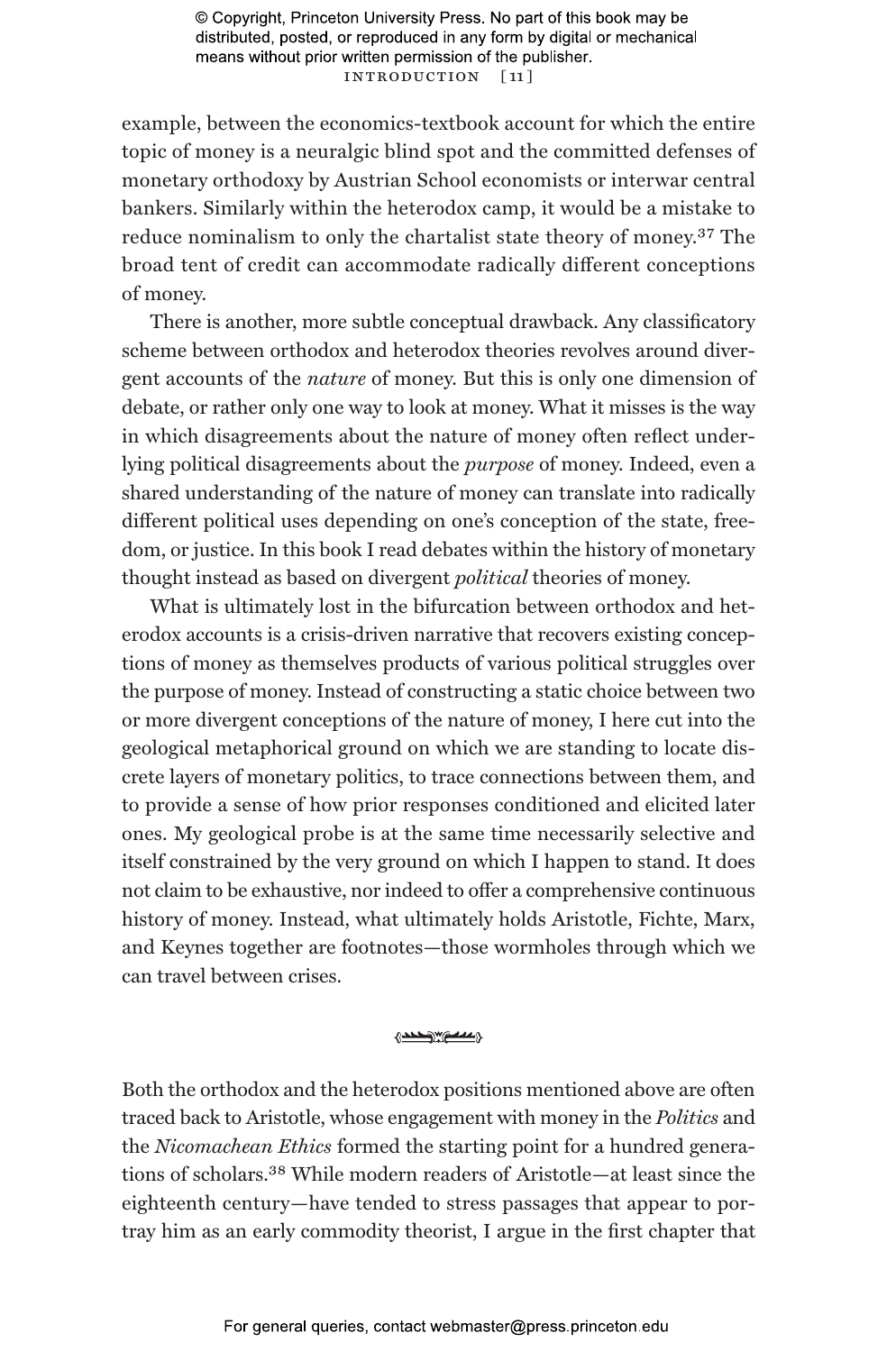example, between the economics-textbook account for which the entire topic of money is a neuralgic blind spot and the committed defenses of monetary orthodoxy by Austrian School economists or interwar central bankers. Similarly within the heterodox camp, it would be a mistake to reduce nominalism to only the chartalist state theory of money.[37] The broad tent of credit can accommodate radically different conceptions of money.

There is another, more subtle conceptual drawback. Any classificatory scheme between orthodox and heterodox theories revolves around divergent accounts of the *nature* of money. But this is only one dimension of debate, or rather only one way to look at money. What it misses is the way in which disagreements about the nature of money often reflect underlying political disagreements about the *purpose* of money. Indeed, even a shared understanding of the nature of money can translate into radically different political uses depending on one's conception of the state, freedom, or justice. In this book I read debates within the history of monetary thought instead as based on divergent *political* theories of money.

What is ultimately lost in the bifurcation between orthodox and heterodox accounts is a crisis-driven narrative that recovers existing conceptions of money as themselves products of various political struggles over the purpose of money. Instead of constructing a static choice between two or more divergent conceptions of the nature of money, I here cut into the geological metaphorical ground on which we are standing to locate discrete layers of monetary politics, to trace connections between them, and to provide a sense of how prior responses conditioned and elicited later ones. My geological probe is at the same time necessarily selective and itself constrained by the very ground on which I happen to stand. It does not claim to be exhaustive, nor indeed to offer a comprehensive continuous history of money. Instead, what ultimately holds Aristotle, Fichte, Marx, and Keynes together are footnotes—those wormholes through which we can travel between crises.

Both the orthodox and the heterodox positions mentioned above are often traced back to Aristotle, whose engagement with money in the *Politics* and the *Nicomachean Ethics* formed the starting point for a hundred generations of scholars.[38] While modern readers of Aristotle—at least since the eighteenth century—have tended to stress passages that appear to portray him as an early commodity theorist, I argue in the first chapter that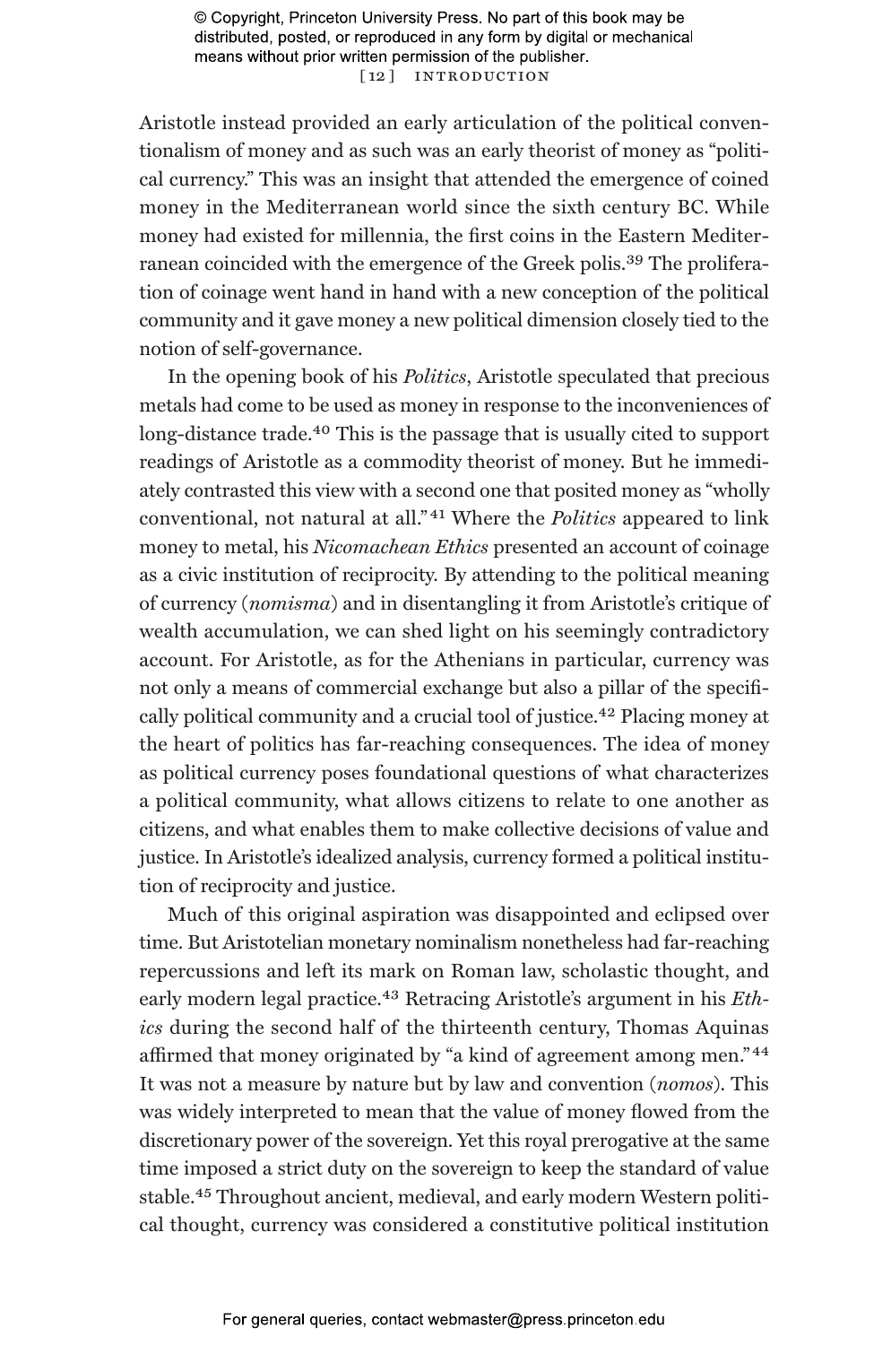Aristotle instead provided an early articulation of the political conventionalism of money and as such was an early theorist of money as "political currency." This was an insight that attended the emergence of coined money in the Mediterranean world since the sixth century BC. While money had existed for millennia, the first coins in the Eastern Mediterranean coincided with the emergence of the Greek polis.[39] The proliferation of coinage went hand in hand with a new conception of the political community and it gave money a new political dimension closely tied to the notion of self-governance.

In the opening book of his *Politics*, Aristotle speculated that precious metals had come to be used as money in response to the inconveniences of long-distance trade.[40] This is the passage that is usually cited to support readings of Aristotle as a commodity theorist of money. But he immediately contrasted this view with a second one that posited money as "wholly conventional, not natural at all."[41] Where the *Politics* appeared to link money to metal, his *Nicomachean Ethics* presented an account of coinage as a civic institution of reciprocity. By attending to the political meaning of currency (*nomisma*) and in disentangling it from Aristotle's critique of wealth accumulation, we can shed light on his seemingly contradictory account. For Aristotle, as for the Athenians in particular, currency was not only a means of commercial exchange but also a pillar of the specifically political community and a crucial tool of justice.[42] Placing money at the heart of politics has far-reaching consequences. The idea of money as political currency poses foundational questions of what characterizes a political community, what allows citizens to relate to one another as citizens, and what enables them to make collective decisions of value and justice. In Aristotle's idealized analysis, currency formed a political institution of reciprocity and justice.

Much of this original aspiration was disappointed and eclipsed over time. But Aristotelian monetary nominalism nonetheless had far-reaching repercussions and left its mark on Roman law, scholastic thought, and early modern legal practice.[43] Retracing Aristotle's argument in his *Ethics* during the second half of the thirteenth century, Thomas Aquinas affirmed that money originated by "a kind of agreement among men."[44] It was not a measure by nature but by law and convention (*nomos*). This was widely interpreted to mean that the value of money flowed from the discretionary power of the sovereign. Yet this royal prerogative at the same time imposed a strict duty on the sovereign to keep the standard of value stable.[45] Throughout ancient, medieval, and early modern Western political thought, currency was considered a constitutive political institution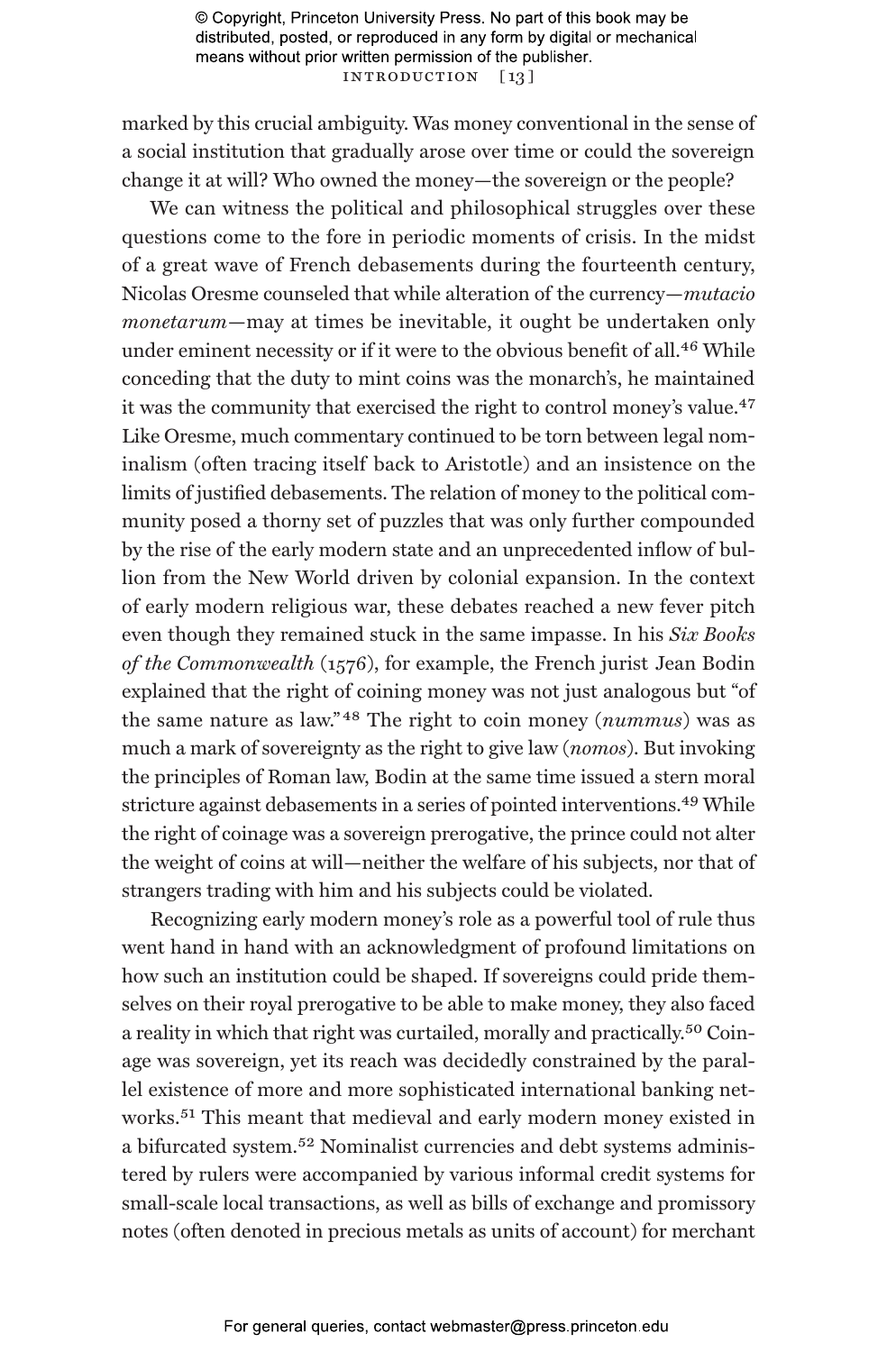marked by this crucial ambiguity. Was money conventional in the sense of a social institution that gradually arose over time or could the sovereign change it at will? Who owned the money—the sovereign or the people?

We can witness the political and philosophical struggles over these questions come to the fore in periodic moments of crisis. In the midst of a great wave of French debasements during the fourteenth century, Nicolas Oresme counseled that while alteration of the currency—*mutacio monetarum*—may at times be inevitable, it ought be undertaken only under eminent necessity or if it were to the obvious benefit of all.[46] While conceding that the duty to mint coins was the monarch's, he maintained it was the community that exercised the right to control money's value.[47] Like Oresme, much commentary continued to be torn between legal nominalism (often tracing itself back to Aristotle) and an insistence on the limits of justified debasements. The relation of money to the political community posed a thorny set of puzzles that was only further compounded by the rise of the early modern state and an unprecedented inflow of bullion from the New World driven by colonial expansion. In the context of early modern religious war, these debates reached a new fever pitch even though they remained stuck in the same impasse. In his *Six Books of the Commonwealth* (1576), for example, the French jurist Jean Bodin explained that the right of coining money was not just analogous but "of the same nature as law."[48] The right to coin money (*nummus*) was as much a mark of sovereignty as the right to give law (*nomos*). But invoking the principles of Roman law, Bodin at the same time issued a stern moral stricture against debasements in a series of pointed interventions.[49] While the right of coinage was a sovereign prerogative, the prince could not alter the weight of coins at will—neither the welfare of his subjects, nor that of strangers trading with him and his subjects could be violated.

Recognizing early modern money's role as a powerful tool of rule thus went hand in hand with an acknowledgment of profound limitations on how such an institution could be shaped. If sovereigns could pride themselves on their royal prerogative to be able to make money, they also faced a reality in which that right was curtailed, morally and practically.[50] Coinage was sovereign, yet its reach was decidedly constrained by the parallel existence of more and more sophisticated international banking networks.[51] This meant that medieval and early modern money existed in a bifurcated system.[52] Nominalist currencies and debt systems administered by rulers were accompanied by various informal credit systems for small-scale local transactions, as well as bills of exchange and promissory notes (often denoted in precious metals as units of account) for merchant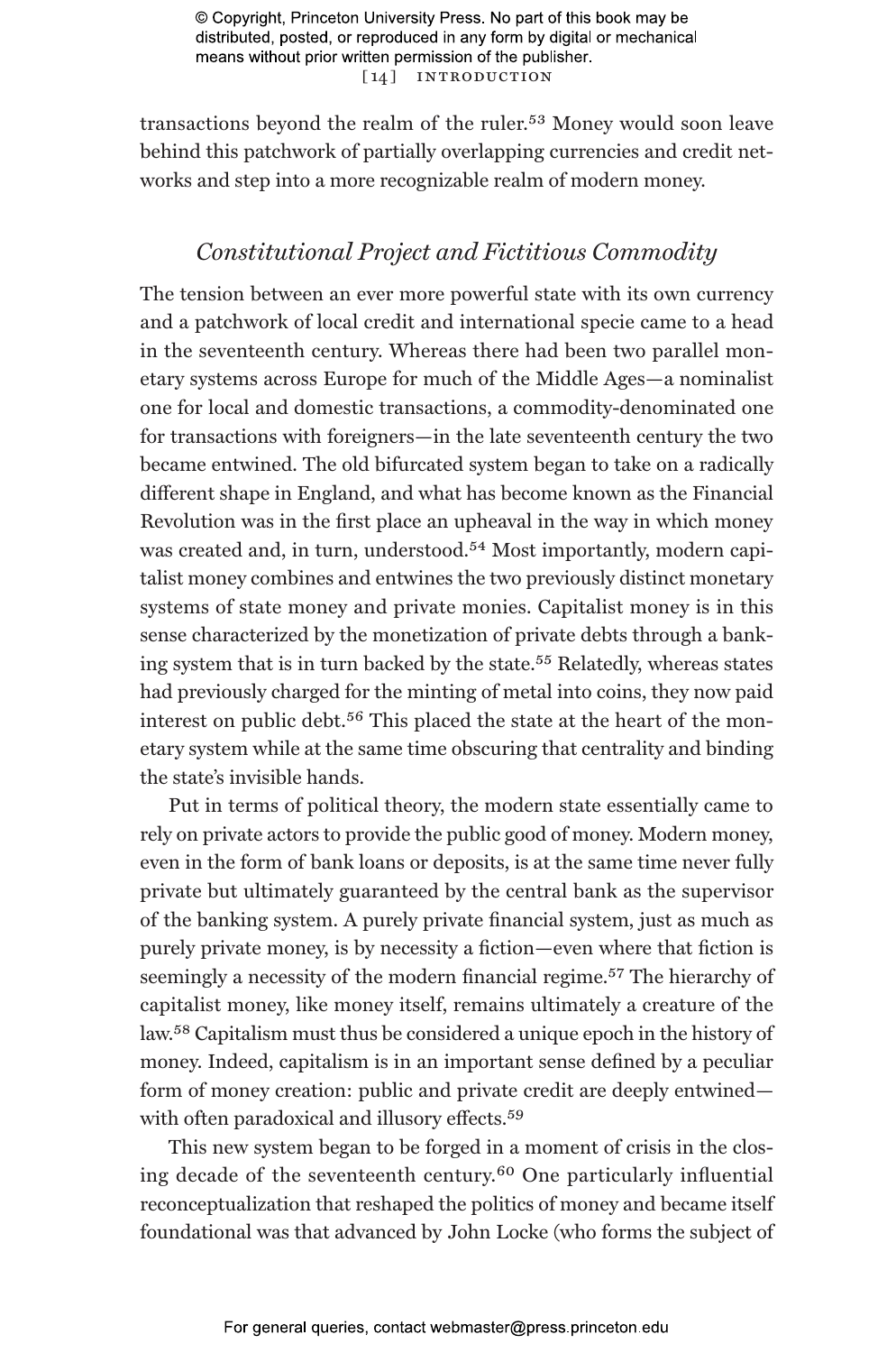transactions beyond the realm of the ruler.[53] Money would soon leave behind this patchwork of partially overlapping currencies and credit networks and step into a more recognizable realm of modern money.

## *Constitutional Project and Fictitious Commodity*

The tension between an ever more powerful state with its own currency and a patchwork of local credit and international specie came to a head in the seventeenth century. Whereas there had been two parallel monetary systems across Europe for much of the Middle Ages—a nominalist one for local and domestic transactions, a commodity-denominated one for transactions with foreigners—in the late seventeenth century the two became entwined. The old bifurcated system began to take on a radically different shape in England, and what has become known as the Financial Revolution was in the first place an upheaval in the way in which money was created and, in turn, understood.[54] Most importantly, modern capitalist money combines and entwines the two previously distinct monetary systems of state money and private monies. Capitalist money is in this sense characterized by the monetization of private debts through a banking system that is in turn backed by the state.[55] Relatedly, whereas states had previously charged for the minting of metal into coins, they now paid interest on public debt.[56] This placed the state at the heart of the monetary system while at the same time obscuring that centrality and binding the state's invisible hands.

Put in terms of political theory, the modern state essentially came to rely on private actors to provide the public good of money. Modern money, even in the form of bank loans or deposits, is at the same time never fully private but ultimately guaranteed by the central bank as the supervisor of the banking system. A purely private financial system, just as much as purely private money, is by necessity a fiction—even where that fiction is seemingly a necessity of the modern financial regime.[57] The hierarchy of capitalist money, like money itself, remains ultimately a creature of the law.[58] Capitalism must thus be considered a unique epoch in the history of money. Indeed, capitalism is in an important sense defined by a peculiar form of money creation: public and private credit are deeply entwined—with often paradoxical and illusory effects.[59]

This new system began to be forged in a moment of crisis in the closing decade of the seventeenth century.[60] One particularly influential reconceptualization that reshaped the politics of money and became itself foundational was that advanced by John Locke (who forms the subject of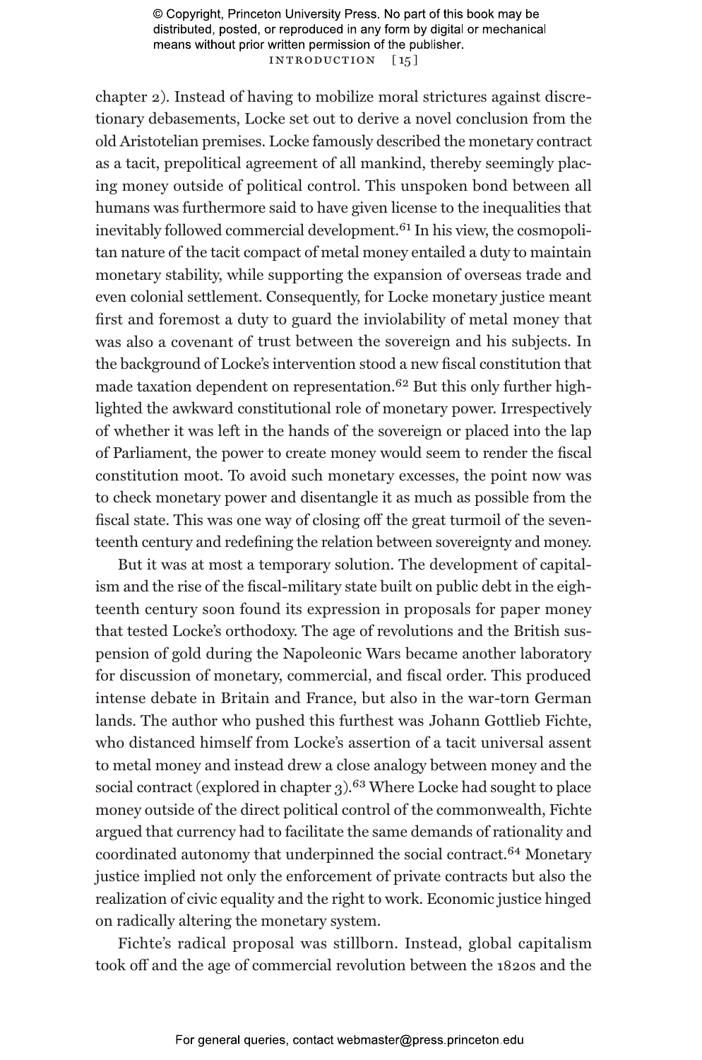chapter 2). Instead of having to mobilize moral strictures against discretionary debasements, Locke set out to derive a novel conclusion from the old Aristotelian premises. Locke famously described the monetary contract as a tacit, prepolitical agreement of all mankind, thereby seemingly placing money outside of political control. This unspoken bond between all humans was furthermore said to have given license to the inequalities that inevitably followed commercial development.[61] In his view, the cosmopolitan nature of the tacit compact of metal money entailed a duty to maintain monetary stability, while supporting the expansion of overseas trade and even colonial settlement. Consequently, for Locke monetary justice meant first and foremost a duty to guard the inviolability of metal money that was also a covenant of trust between the sovereign and his subjects. In the background of Locke's intervention stood a new fiscal constitution that made taxation dependent on representation.[62] But this only further highlighted the awkward constitutional role of monetary power. Irrespectively of whether it was left in the hands of the sovereign or placed into the lap of Parliament, the power to create money would seem to render the fiscal constitution moot. To avoid such monetary excesses, the point now was to check monetary power and disentangle it as much as possible from the fiscal state. This was one way of closing off the great turmoil of the seventeenth century and redefining the relation between sovereignty and money.

But it was at most a temporary solution. The development of capitalism and the rise of the fiscal-military state built on public debt in the eighteenth century soon found its expression in proposals for paper money that tested Locke's orthodoxy. The age of revolutions and the British suspension of gold during the Napoleonic Wars became another laboratory for discussion of monetary, commercial, and fiscal order. This produced intense debate in Britain and France, but also in the war-torn German lands. The author who pushed this furthest was Johann Gottlieb Fichte, who distanced himself from Locke's assertion of a tacit universal assent to metal money and instead drew a close analogy between money and the social contract (explored in chapter 3).[63] Where Locke had sought to place money outside of the direct political control of the commonwealth, Fichte argued that currency had to facilitate the same demands of rationality and coordinated autonomy that underpinned the social contract.[64] Monetary justice implied not only the enforcement of private contracts but also the realization of civic equality and the right to work. Economic justice hinged on radically altering the monetary system.

Fichte's radical proposal was stillborn. Instead, global capitalism took off and the age of commercial revolution between the 1820s and the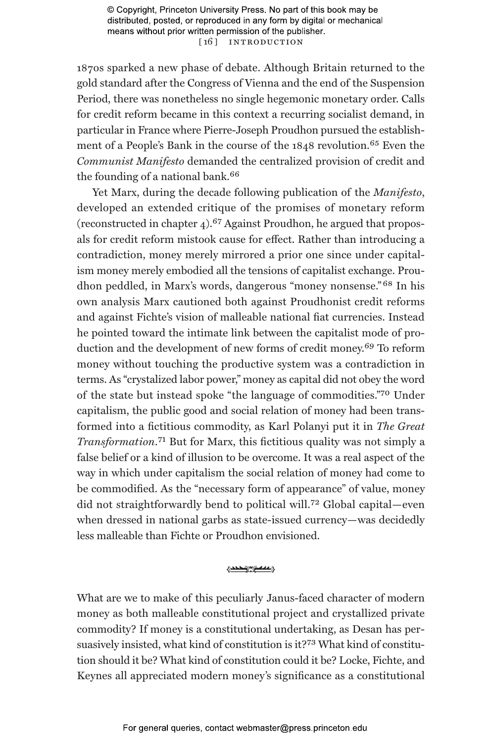1870s sparked a new phase of debate. Although Britain returned to the gold standard after the Congress of Vienna and the end of the Suspension Period, there was nonetheless no single hegemonic monetary order. Calls for credit reform became in this context a recurring socialist demand, in particular in France where Pierre-Joseph Proudhon pursued the establishment of a People's Bank in the course of the 1848 revolution.[65] Even the *Communist Manifesto* demanded the centralized provision of credit and the founding of a national bank.[66]

Yet Marx, during the decade following publication of the *Manifesto*, developed an extended critique of the promises of monetary reform (reconstructed in chapter 4).[67] Against Proudhon, he argued that proposals for credit reform mistook cause for effect. Rather than introducing a contradiction, money merely mirrored a prior one since under capitalism money merely embodied all the tensions of capitalist exchange. Proudhon peddled, in Marx's words, dangerous "money nonsense."[68] In his own analysis Marx cautioned both against Proudhonist credit reforms and against Fichte's vision of malleable national fiat currencies. Instead he pointed toward the intimate link between the capitalist mode of production and the development of new forms of credit money.[69] To reform money without touching the productive system was a contradiction in terms. As "crystalized labor power," money as capital did not obey the word of the state but instead spoke "the language of commodities."[70] Under capitalism, the public good and social relation of money had been transformed into a fictitious commodity, as Karl Polanyi put it in *The Great Transformation*.[71] But for Marx, this fictitious quality was not simply a false belief or a kind of illusion to be overcome. It was a real aspect of the way in which under capitalism the social relation of money had come to be commodified. As the "necessary form of appearance" of value, money did not straightforwardly bend to political will.[72] Global capital—even when dressed in national garbs as state-issued currency—was decidedly less malleable than Fichte or Proudhon envisioned.

What are we to make of this peculiarly Janus-faced character of modern money as both malleable constitutional project and crystallized private commodity? If money is a constitutional undertaking, as Desan has persuasively insisted, what kind of constitution is it?[73] What kind of constitution should it be? What kind of constitution could it be? Locke, Fichte, and Keynes all appreciated modern money's significance as a constitutional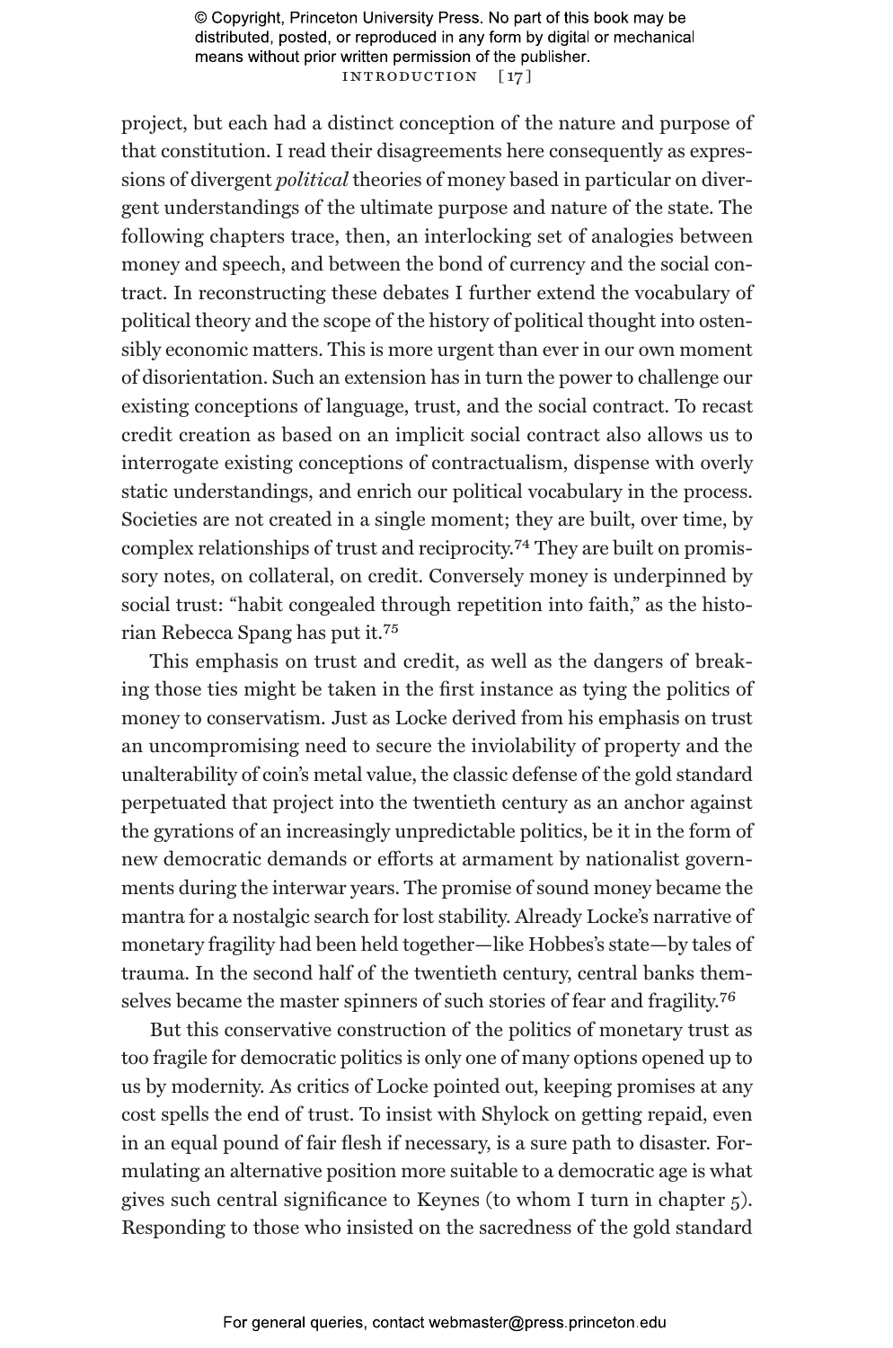project, but each had a distinct conception of the nature and purpose of that constitution. I read their disagreements here consequently as expressions of divergent *political* theories of money based in particular on divergent understandings of the ultimate purpose and nature of the state. The following chapters trace, then, an interlocking set of analogies between money and speech, and between the bond of currency and the social contract. In reconstructing these debates I further extend the vocabulary of political theory and the scope of the history of political thought into ostensibly economic matters. This is more urgent than ever in our own moment of disorientation. Such an extension has in turn the power to challenge our existing conceptions of language, trust, and the social contract. To recast credit creation as based on an implicit social contract also allows us to interrogate existing conceptions of contractualism, dispense with overly static understandings, and enrich our political vocabulary in the process. Societies are not created in a single moment; they are built, over time, by complex relationships of trust and reciprocity.[74] They are built on promissory notes, on collateral, on credit. Conversely money is underpinned by social trust: "habit congealed through repetition into faith," as the historian Rebecca Spang has put it.[75]

This emphasis on trust and credit, as well as the dangers of breaking those ties might be taken in the first instance as tying the politics of money to conservatism. Just as Locke derived from his emphasis on trust an uncompromising need to secure the inviolability of property and the unalterability of coin's metal value, the classic defense of the gold standard perpetuated that project into the twentieth century as an anchor against the gyrations of an increasingly unpredictable politics, be it in the form of new democratic demands or efforts at armament by nationalist governments during the interwar years. The promise of sound money became the mantra for a nostalgic search for lost stability. Already Locke's narrative of monetary fragility had been held together—like Hobbes's state—by tales of trauma. In the second half of the twentieth century, central banks themselves became the master spinners of such stories of fear and fragility.[76]

But this conservative construction of the politics of monetary trust as too fragile for democratic politics is only one of many options opened up to us by modernity. As critics of Locke pointed out, keeping promises at any cost spells the end of trust. To insist with Shylock on getting repaid, even in an equal pound of fair flesh if necessary, is a sure path to disaster. Formulating an alternative position more suitable to a democratic age is what gives such central significance to Keynes (to whom I turn in chapter 5). Responding to those who insisted on the sacredness of the gold standard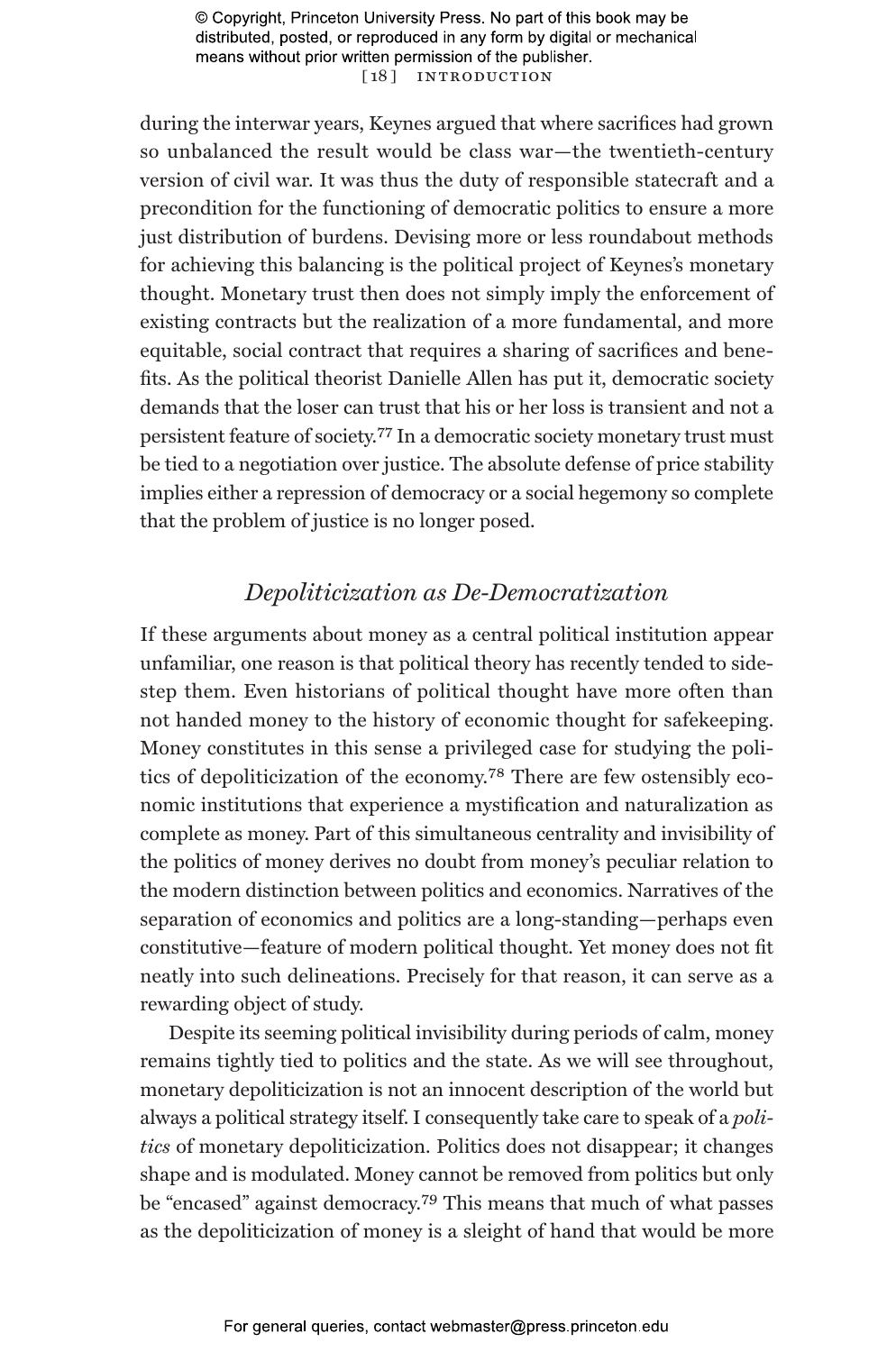during the interwar years, Keynes argued that where sacrifices had grown so unbalanced the result would be class war—the twentieth-century version of civil war. It was thus the duty of responsible statecraft and a precondition for the functioning of democratic politics to ensure a more just distribution of burdens. Devising more or less roundabout methods for achieving this balancing is the political project of Keynes's monetary thought. Monetary trust then does not simply imply the enforcement of existing contracts but the realization of a more fundamental, and more equitable, social contract that requires a sharing of sacrifices and benefits. As the political theorist Danielle Allen has put it, democratic society demands that the loser can trust that his or her loss is transient and not a persistent feature of society.[77] In a democratic society monetary trust must be tied to a negotiation over justice. The absolute defense of price stability implies either a repression of democracy or a social hegemony so complete that the problem of justice is no longer posed.

## *Depoliticization as De-Democratization*

If these arguments about money as a central political institution appear unfamiliar, one reason is that political theory has recently tended to sidestep them. Even historians of political thought have more often than not handed money to the history of economic thought for safekeeping. Money constitutes in this sense a privileged case for studying the politics of depoliticization of the economy.[78] There are few ostensibly economic institutions that experience a mystification and naturalization as complete as money. Part of this simultaneous centrality and invisibility of the politics of money derives no doubt from money's peculiar relation to the modern distinction between politics and economics. Narratives of the separation of economics and politics are a long-standing—perhaps even constitutive—feature of modern political thought. Yet money does not fit neatly into such delineations. Precisely for that reason, it can serve as a rewarding object of study.

Despite its seeming political invisibility during periods of calm, money remains tightly tied to politics and the state. As we will see throughout, monetary depoliticization is not an innocent description of the world but always a political strategy itself. I consequently take care to speak of a *politics* of monetary depoliticization. Politics does not disappear; it changes shape and is modulated. Money cannot be removed from politics but only be "encased" against democracy.[79] This means that much of what passes as the depoliticization of money is a sleight of hand that would be more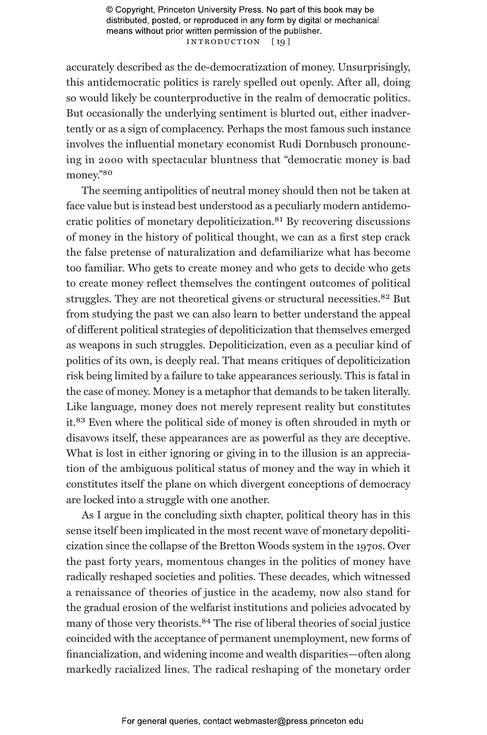accurately described as the de-democratization of money. Unsurprisingly, this antidemocratic politics is rarely spelled out openly. After all, doing so would likely be counterproductive in the realm of democratic politics. But occasionally the underlying sentiment is blurted out, either inadvertently or as a sign of complacency. Perhaps the most famous such instance involves the influential monetary economist Rudi Dornbusch pronouncing in 2000 with spectacular bluntness that "democratic money is bad money."[80]

The seeming antipolitics of neutral money should then not be taken at face value but is instead best understood as a peculiarly modern antidemocratic politics of monetary depoliticization.[81] By recovering discussions of money in the history of political thought, we can as a first step crack the false pretense of naturalization and defamiliarize what has become too familiar. Who gets to create money and who gets to decide who gets to create money reflect themselves the contingent outcomes of political struggles. They are not theoretical givens or structural necessities.[82] But from studying the past we can also learn to better understand the appeal of different political strategies of depoliticization that themselves emerged as weapons in such struggles. Depoliticization, even as a peculiar kind of politics of its own, is deeply real. That means critiques of depoliticization risk being limited by a failure to take appearances seriously. This is fatal in the case of money. Money is a metaphor that demands to be taken literally. Like language, money does not merely represent reality but constitutes it.[83] Even where the political side of money is often shrouded in myth or disavows itself, these appearances are as powerful as they are deceptive. What is lost in either ignoring or giving in to the illusion is an appreciation of the ambiguous political status of money and the way in which it constitutes itself the plane on which divergent conceptions of democracy are locked into a struggle with one another.

As I argue in the concluding sixth chapter, political theory has in this sense itself been implicated in the most recent wave of monetary depoliticization since the collapse of the Bretton Woods system in the 1970s. Over the past forty years, momentous changes in the politics of money have radically reshaped societies and polities. These decades, which witnessed a renaissance of theories of justice in the academy, now also stand for the gradual erosion of the welfarist institutions and policies advocated by many of those very theorists.[84] The rise of liberal theories of social justice coincided with the acceptance of permanent unemployment, new forms of financialization, and widening income and wealth disparities—often along markedly racialized lines. The radical reshaping of the monetary order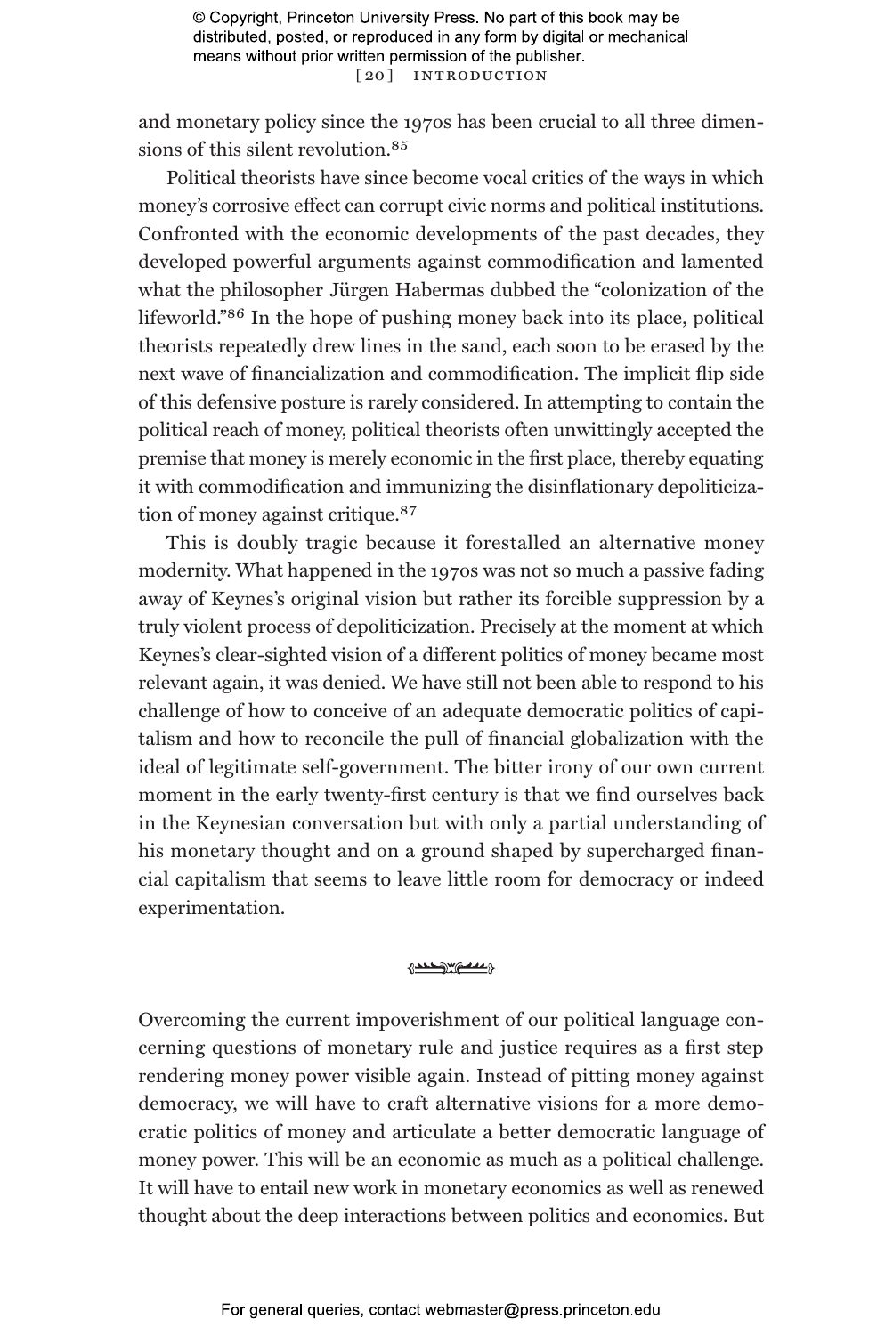and monetary policy since the 1970s has been crucial to all three dimensions of this silent revolution.[85]

Political theorists have since become vocal critics of the ways in which money's corrosive effect can corrupt civic norms and political institutions. Confronted with the economic developments of the past decades, they developed powerful arguments against commodification and lamented what the philosopher Jürgen Habermas dubbed the "colonization of the lifeworld."[86] In the hope of pushing money back into its place, political theorists repeatedly drew lines in the sand, each soon to be erased by the next wave of financialization and commodification. The implicit flip side of this defensive posture is rarely considered. In attempting to contain the political reach of money, political theorists often unwittingly accepted the premise that money is merely economic in the first place, thereby equating it with commodification and immunizing the disinflationary depoliticization of money against critique.[87]

This is doubly tragic because it forestalled an alternative money modernity. What happened in the 1970s was not so much a passive fading away of Keynes's original vision but rather its forcible suppression by a truly violent process of depoliticization. Precisely at the moment at which Keynes's clear-sighted vision of a different politics of money became most relevant again, it was denied. We have still not been able to respond to his challenge of how to conceive of an adequate democratic politics of capitalism and how to reconcile the pull of financial globalization with the ideal of legitimate self-government. The bitter irony of our own current moment in the early twenty-first century is that we find ourselves back in the Keynesian conversation but with only a partial understanding of his monetary thought and on a ground shaped by supercharged financial capitalism that seems to leave little room for democracy or indeed experimentation.

Overcoming the current impoverishment of our political language concerning questions of monetary rule and justice requires as a first step rendering money power visible again. Instead of pitting money against democracy, we will have to craft alternative visions for a more democratic politics of money and articulate a better democratic language of money power. This will be an economic as much as a political challenge. It will have to entail new work in monetary economics as well as renewed thought about the deep interactions between politics and economics. But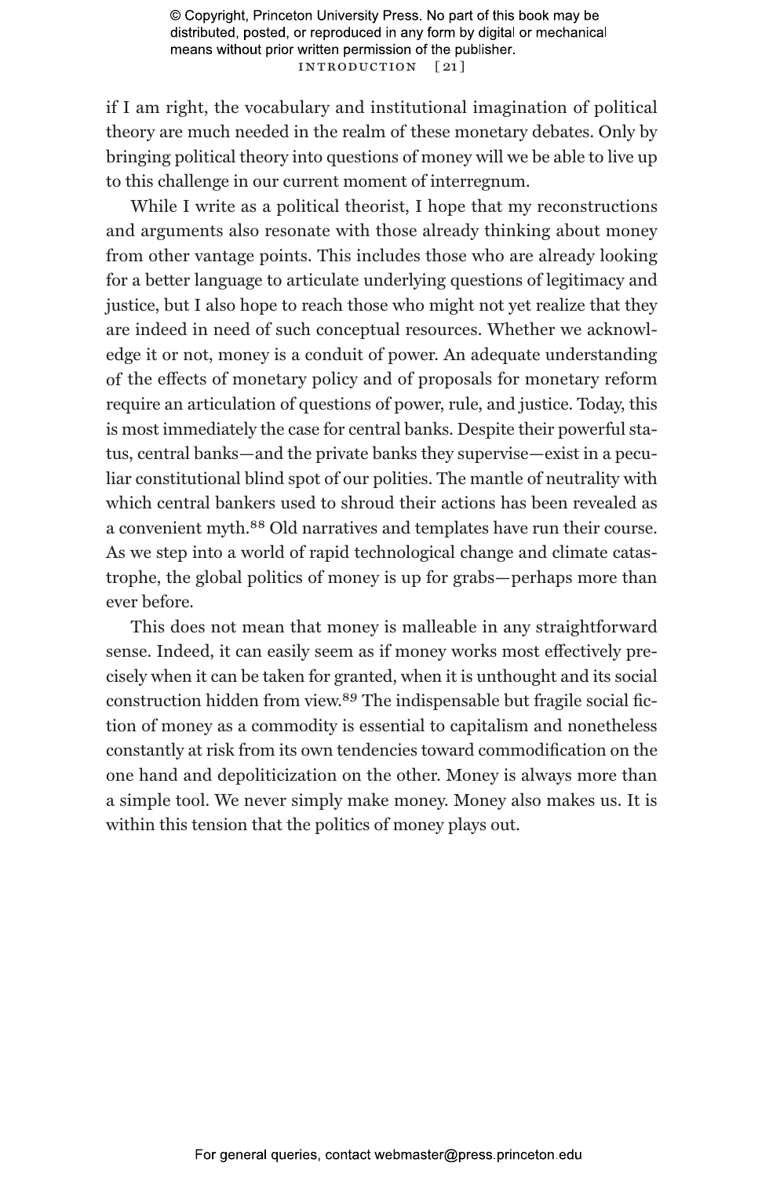if I am right, the vocabulary and institutional imagination of political theory are much needed in the realm of these monetary debates. Only by bringing political theory into questions of money will we be able to live up to this challenge in our current moment of interregnum.

While I write as a political theorist, I hope that my reconstructions and arguments also resonate with those already thinking about money from other vantage points. This includes those who are already looking for a better language to articulate underlying questions of legitimacy and justice, but I also hope to reach those who might not yet realize that they are indeed in need of such conceptual resources. Whether we acknowledge it or not, money is a conduit of power. An adequate understanding of the effects of monetary policy and of proposals for monetary reform require an articulation of questions of power, rule, and justice. Today, this is most immediately the case for central banks. Despite their powerful status, central banks—and the private banks they supervise—exist in a peculiar constitutional blind spot of our polities. The mantle of neutrality with which central bankers used to shroud their actions has been revealed as a convenient myth.[88] Old narratives and templates have run their course. As we step into a world of rapid technological change and climate catastrophe, the global politics of money is up for grabs—perhaps more than ever before.

This does not mean that money is malleable in any straightforward sense. Indeed, it can easily seem as if money works most effectively precisely when it can be taken for granted, when it is unthought and its social construction hidden from view.[89] The indispensable but fragile social fiction of money as a commodity is essential to capitalism and nonetheless constantly at risk from its own tendencies toward commodification on the one hand and depoliticization on the other. Money is always more than a simple tool. We never simply make money. Money also makes us. It is within this tension that the politics of money plays out.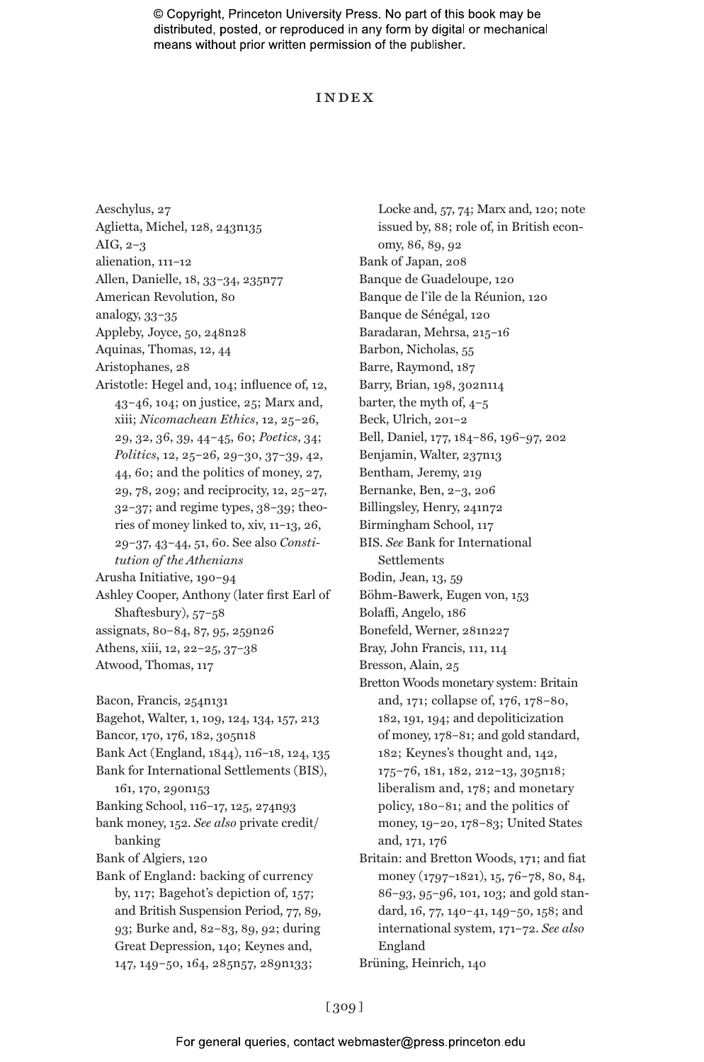# INDEX

Aeschylus, 27
Aglietta, Michel, 128, 243n135
AIG, 2–3
alienation, 111–12
Allen, Danielle, 18, 33–34, 235n77
American Revolution, 80
analogy, 33–35
Appleby, Joyce, 50, 248n28
Aquinas, Thomas, 12, 44
Aristophanes, 28
Aristotle: Hegel and, 104; influence of, 12, 43–46, 104; on justice, 25; Marx and, xiii; *Nicomachean Ethics*, 12, 25–26, 29, 32, 36, 39, 44–45, 60; *Poetics*, 34; *Politics*, 12, 25–26, 29–30, 37–39, 42, 44, 60; and the politics of money, 27, 29, 78, 209; and reciprocity, 12, 25–27, 32–37; and regime types, 38–39; theories of money linked to, xiv, 11–13, 26, 29–37, 43–44, 51, 60. See also *Constitution of the Athenians*
Arusha Initiative, 190–94
Ashley Cooper, Anthony (later first Earl of Shaftesbury), 57–58
assignats, 80–84, 87, 95, 259n26
Athens, xiii, 12, 22–25, 37–38
Atwood, Thomas, 117

Bacon, Francis, 254n131
Bagehot, Walter, 1, 109, 124, 134, 157, 213
Bancor, 170, 176, 182, 305n18
Bank Act (England, 1844), 116–18, 124, 135
Bank for International Settlements (BIS), 161, 170, 290n153
Banking School, 116–17, 125, 274n93
bank money, 152. *See also* private credit/banking
Bank of Algiers, 120
Bank of England: backing of currency by, 117; Bagehot's depiction of, 157; and British Suspension Period, 77, 89, 93; Burke and, 82–83, 89, 92; during Great Depression, 140; Keynes and, 147, 149–50, 164, 285n57, 289n133; Locke and, 57, 74; Marx and, 120; note issued by, 88; role of, in British economy, 86, 89, 92
Bank of Japan, 208
Banque de Guadeloupe, 120
Banque de l'île de la Réunion, 120
Banque de Sénégal, 120
Baradaran, Mehrsa, 215–16
Barbon, Nicholas, 55
Barre, Raymond, 187
Barry, Brian, 198, 302n114
barter, the myth of, 4–5
Beck, Ulrich, 201–2
Bell, Daniel, 177, 184–86, 196–97, 202
Benjamin, Walter, 237n13
Bentham, Jeremy, 219
Bernanke, Ben, 2–3, 206
Billingsley, Henry, 241n72
Birmingham School, 117
BIS. *See* Bank for International Settlements
Bodin, Jean, 13, 59
Böhm-Bawerk, Eugen von, 153
Bolaffi, Angelo, 186
Bonefeld, Werner, 281n227
Bray, John Francis, 111, 114
Bresson, Alain, 25
Bretton Woods monetary system: Britain and, 171; collapse of, 176, 178–80, 182, 191, 194; and depoliticization of money, 178–81; and gold standard, 182; Keynes's thought and, 142, 175–76, 181, 182, 212–13, 305n18; liberalism and, 178; and monetary policy, 180–81; and the politics of money, 19–20, 178–83; United States and, 171, 176
Britain: and Bretton Woods, 171; and fiat money (1797–1821), 15, 76–78, 80, 84, 86–93, 95–96, 101, 103; and gold standard, 16, 77, 140–41, 149–50, 158; and international system, 171–72. *See also* England
Brüning, Heinrich, 140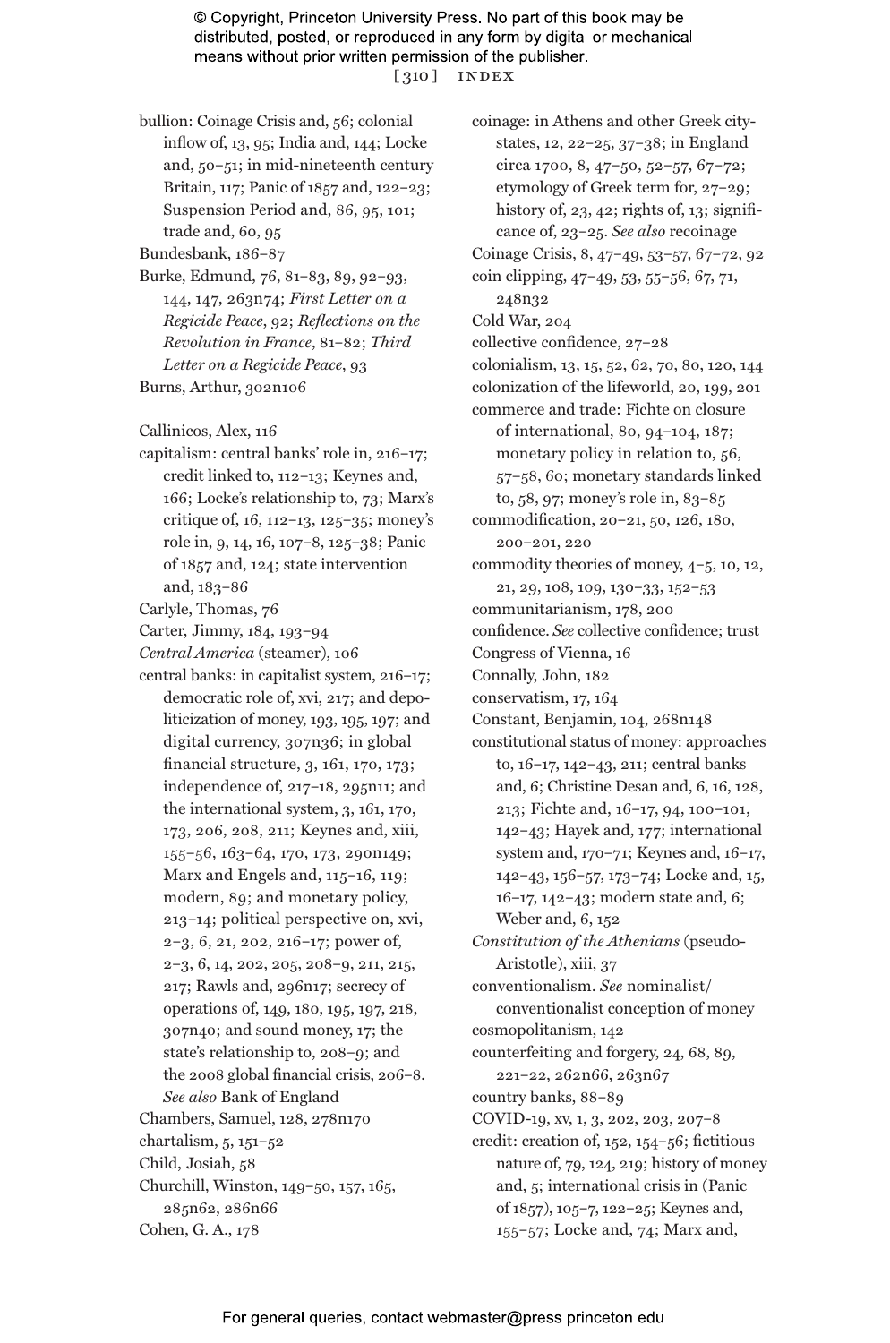bullion: Coinage Crisis and, 56; colonial inflow of, 13, 95; India and, 144; Locke and, 50–51; in mid-nineteenth century Britain, 117; Panic of 1857 and, 122–23; Suspension Period and, 86, 95, 101; trade and, 60, 95

Bundesbank, 186–87

Burke, Edmund, 76, 81–83, 89, 92–93, 144, 147, 263n74; *First Letter on a Regicide Peace*, 92; *Reflections on the Revolution in France*, 81–82; *Third Letter on a Regicide Peace*, 93

Burns, Arthur, 302n106

Callinicos, Alex, 116

capitalism: central banks' role in, 216–17; credit linked to, 112–13; Keynes and, 166; Locke's relationship to, 73; Marx's critique of, 16, 112–13, 125–35; money's role in, 9, 14, 16, 107–8, 125–38; Panic of 1857 and, 124; state intervention and, 183–86

Carlyle, Thomas, 76

Carter, Jimmy, 184, 193–94

*Central America* (steamer), 106

central banks: in capitalist system, 216–17; democratic role of, xvi, 217; and depoliticization of money, 193, 195, 197; and digital currency, 307n36; in global financial structure, 3, 161, 170, 173; independence of, 217–18, 295n11; and the international system, 3, 161, 170, 173, 206, 208, 211; Keynes and, xiii, 155–56, 163–64, 170, 173, 290n149; Marx and Engels and, 115–16, 119; modern, 89; and monetary policy, 213–14; political perspective on, xvi, 2–3, 6, 21, 202, 216–17; power of, 2–3, 6, 14, 202, 205, 208–9, 211, 215, 217; Rawls and, 296n17; secrecy of operations of, 149, 180, 195, 197, 218, 307n40; and sound money, 17; the state's relationship to, 208–9; and the 2008 global financial crisis, 206–8. *See also* Bank of England

Chambers, Samuel, 128, 278n170

chartalism, 5, 151–52

Child, Josiah, 58

Churchill, Winston, 149–50, 157, 165, 285n62, 286n66

Cohen, G. A., 178

coinage: in Athens and other Greek city-states, 12, 22–25, 37–38; in England circa 1700, 8, 47–50, 52–57, 67–72; etymology of Greek term for, 27–29; history of, 23, 42; rights of, 13; significance of, 23–25. *See also* recoinage

Coinage Crisis, 8, 47–49, 53–57, 67–72, 92

coin clipping, 47–49, 53, 55–56, 67, 71, 248n32

Cold War, 204

collective confidence, 27–28

colonialism, 13, 15, 52, 62, 70, 80, 120, 144

colonization of the lifeworld, 20, 199, 201

commerce and trade: Fichte on closure of international, 80, 94–104, 187; monetary policy in relation to, 56, 57–58, 60; monetary standards linked to, 58, 97; money's role in, 83–85

commodification, 20–21, 50, 126, 180, 200–201, 220

commodity theories of money, 4–5, 10, 12, 21, 29, 108, 109, 130–33, 152–53

communitarianism, 178, 200

confidence. *See* collective confidence; trust

Congress of Vienna, 16

Connally, John, 182

conservatism, 17, 164

Constant, Benjamin, 104, 268n148

constitutional status of money: approaches to, 16–17, 142–43, 211; central banks and, 6; Christine Desan and, 6, 16, 128, 213; Fichte and, 16–17, 94, 100–101, 142–43; Hayek and, 177; international system and, 170–71; Keynes and, 16–17, 142–43, 156–57, 173–74; Locke and, 15, 16–17, 142–43; modern state and, 6; Weber and, 6, 152

*Constitution of the Athenians* (pseudo-Aristotle), xiii, 37

conventionalism. *See* nominalist/conventionalist conception of money

cosmopolitanism, 142

counterfeiting and forgery, 24, 68, 89, 221–22, 262n66, 263n67

country banks, 88–89

COVID-19, xv, 1, 3, 202, 203, 207–8

credit: creation of, 152, 154–56; fictitious nature of, 79, 124, 219; history of money and, 5; international crisis in (Panic of 1857), 105–7, 122–25; Keynes and, 155–57; Locke and, 74; Marx and,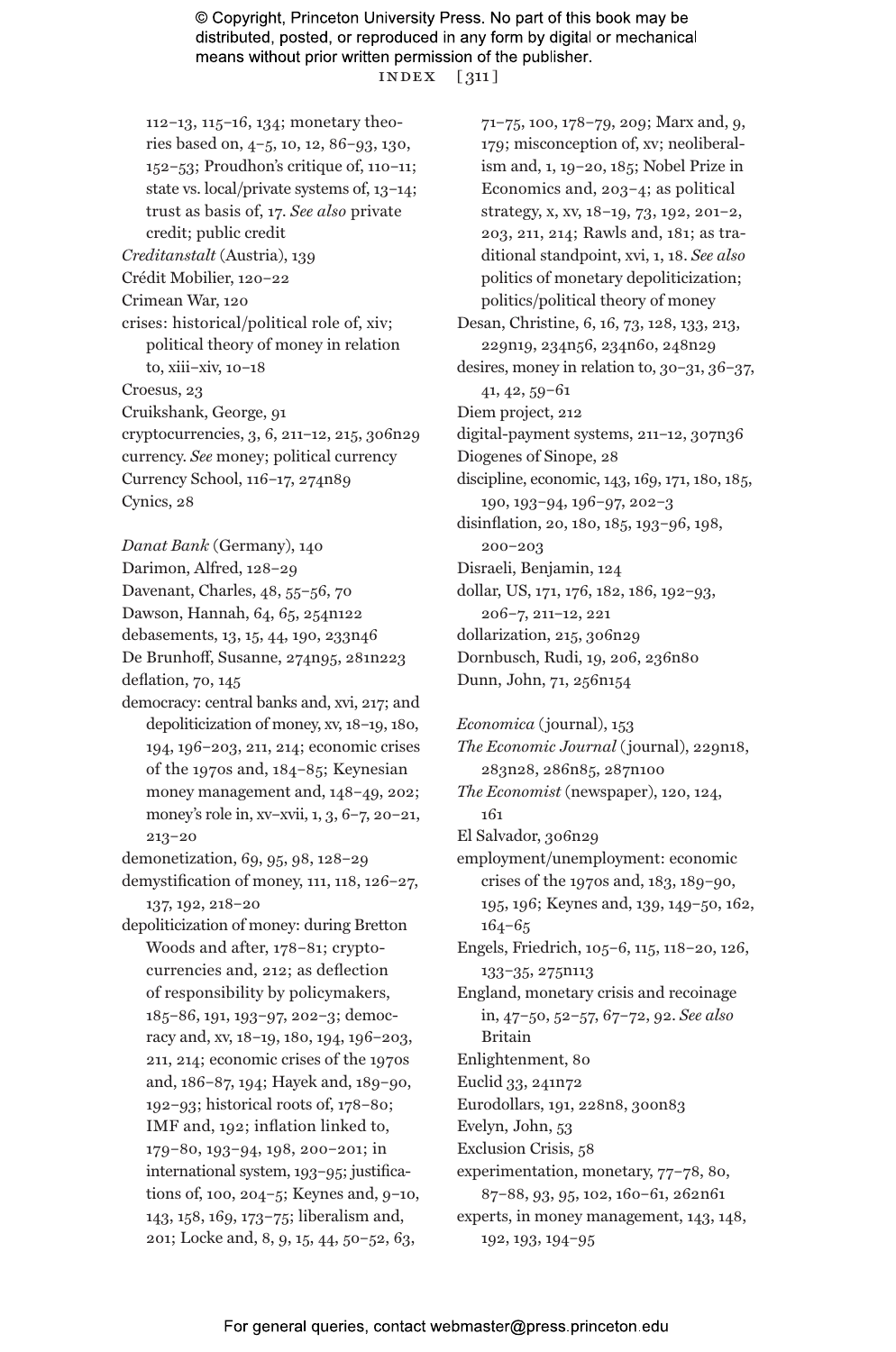112–13, 115–16, 134; monetary theories based on, 4–5, 10, 12, 86–93, 130, 152–53; Proudhon's critique of, 110–11; state vs. local/private systems of, 13–14; trust as basis of, 17. *See also* private credit; public credit

*Creditanstalt* (Austria), 139

Crédit Mobilier, 120–22

Crimean War, 120

crises: historical/political role of, xiv; political theory of money in relation to, xiii–xiv, 10–18

Croesus, 23

Cruikshank, George, 91

cryptocurrencies, 3, 6, 211–12, 215, 306n29

currency. *See* money; political currency

Currency School, 116–17, 274n89

Cynics, 28

*Danat Bank* (Germany), 140

Darimon, Alfred, 128–29

Davenant, Charles, 48, 55–56, 70

Dawson, Hannah, 64, 65, 254n122

debasements, 13, 15, 44, 190, 233n46

De Brunhoff, Susanne, 274n95, 281n223

deflation, 70, 145

democracy: central banks and, xvi, 217; and depoliticization of money, xv, 18–19, 180, 194, 196–203, 211, 214; economic crises of the 1970s and, 184–85; Keynesian money management and, 148–49, 202; money's role in, xv–xvii, 1, 3, 6–7, 20–21, 213–20

demonetization, 69, 95, 98, 128–29

demystification of money, 111, 118, 126–27, 137, 192, 218–20

depoliticization of money: during Bretton Woods and after, 178–81; cryptocurrencies and, 212; as deflection of responsibility by policymakers, 185–86, 191, 193–97, 202–3; democracy and, xv, 18–19, 180, 194, 196–203, 211, 214; economic crises of the 1970s and, 186–87, 194; Hayek and, 189–90, 192–93; historical roots of, 178–80; IMF and, 192; inflation linked to, 179–80, 193–94, 198, 200–201; in international system, 193–95; justifications of, 100, 204–5; Keynes and, 9–10, 143, 158, 169, 173–75; liberalism and, 201; Locke and, 8, 9, 15, 44, 50–52, 63, 71–75, 100, 178–79, 209; Marx and, 9, 179; misconception of, xv; neoliberalism and, 1, 19–20, 185; Nobel Prize in Economics and, 203–4; as political strategy, x, xv, 18–19, 73, 192, 201–2, 203, 211, 214; Rawls and, 181; as traditional standpoint, xvi, 1, 18. *See also* politics of monetary depoliticization; politics/political theory of money

Desan, Christine, 6, 16, 73, 128, 133, 213, 229n19, 234n56, 234n60, 248n29

desires, money in relation to, 30–31, 36–37, 41, 42, 59–61

Diem project, 212

digital-payment systems, 211–12, 307n36

Diogenes of Sinope, 28

discipline, economic, 143, 169, 171, 180, 185, 190, 193–94, 196–97, 202–3

disinflation, 20, 180, 185, 193–96, 198, 200–203

Disraeli, Benjamin, 124

dollar, US, 171, 176, 182, 186, 192–93, 206–7, 211–12, 221

dollarization, 215, 306n29

Dornbusch, Rudi, 19, 206, 236n80

Dunn, John, 71, 256n154

*Economica* (journal), 153

*The Economic Journal* (journal), 229n18, 283n28, 286n85, 287n100

*The Economist* (newspaper), 120, 124, 161

El Salvador, 306n29

employment/unemployment: economic crises of the 1970s and, 183, 189–90, 195, 196; Keynes and, 139, 149–50, 162, 164–65

Engels, Friedrich, 105–6, 115, 118–20, 126, 133–35, 275n113

England, monetary crisis and recoinage in, 47–50, 52–57, 67–72, 92. *See also* Britain

Enlightenment, 80

Euclid 33, 241n72

Eurodollars, 191, 228n8, 300n83

Evelyn, John, 53

Exclusion Crisis, 58

experimentation, monetary, 77–78, 80, 87–88, 93, 95, 102, 160–61, 262n61

experts, in money management, 143, 148, 192, 193, 194–95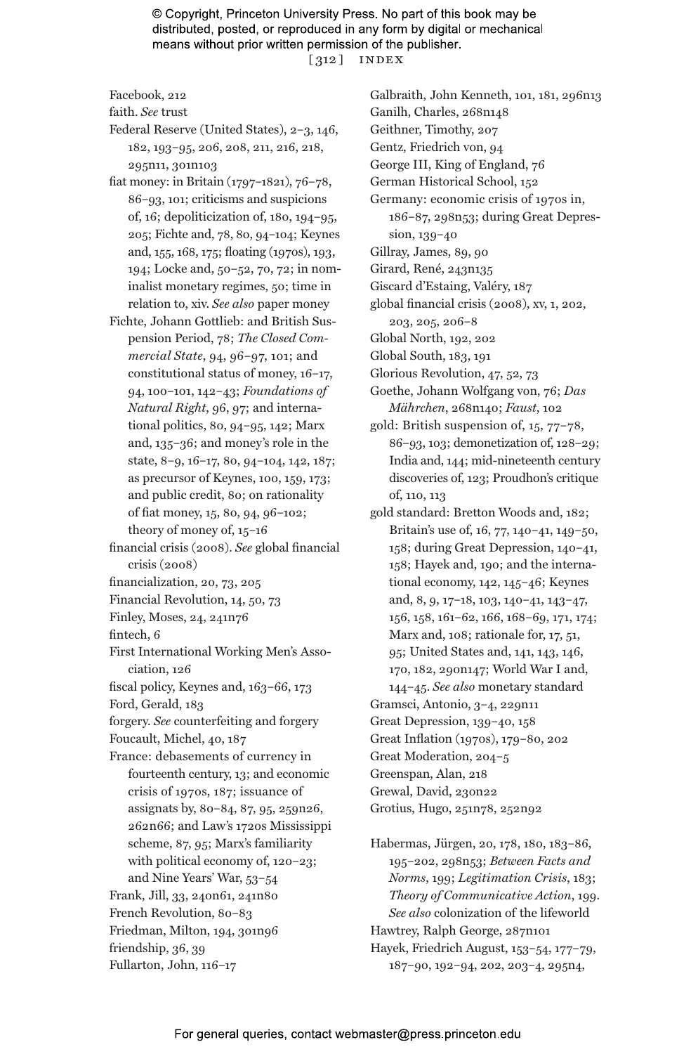Facebook, 212
faith. *See* trust
Federal Reserve (United States), 2–3, 146, 182, 193–95, 206, 208, 211, 216, 218, 295n11, 301n103
fiat money: in Britain (1797–1821), 76–78, 86–93, 101; criticisms and suspicions of, 16; depoliticization of, 180, 194–95, 205; Fichte and, 78, 80, 94–104; Keynes and, 155, 168, 175; floating (1970s), 193, 194; Locke and, 50–52, 70, 72; in nominalist monetary regimes, 50; time in relation to, xiv. *See also* paper money
Fichte, Johann Gottlieb: and British Suspension Period, 78; *The Closed Commercial State*, 94, 96–97, 101; and constitutional status of money, 16–17, 94, 100–101, 142–43; *Foundations of Natural Right*, 96, 97; and international politics, 80, 94–95, 142; Marx and, 135–36; and money's role in the state, 8–9, 16–17, 80, 94–104, 142, 187; as precursor of Keynes, 100, 159, 173; and public credit, 80; on rationality of fiat money, 15, 80, 94, 96–102; theory of money of, 15–16
financial crisis (2008). *See* global financial crisis (2008)
financialization, 20, 73, 205
Financial Revolution, 14, 50, 73
Finley, Moses, 24, 241n76
fintech, 6
First International Working Men's Association, 126
fiscal policy, Keynes and, 163–66, 173
Ford, Gerald, 183
forgery. *See* counterfeiting and forgery
Foucault, Michel, 40, 187
France: debasements of currency in fourteenth century, 13; and economic crisis of 1970s, 187; issuance of assignats by, 80–84, 87, 95, 259n26, 262n66; and Law's 1720s Mississippi scheme, 87, 95; Marx's familiarity with political economy of, 120–23; and Nine Years' War, 53–54
Frank, Jill, 33, 240n61, 241n80
French Revolution, 80–83
Friedman, Milton, 194, 301n96
friendship, 36, 39
Fullarton, John, 116–17

Galbraith, John Kenneth, 101, 181, 296n13
Ganilh, Charles, 268n148
Geithner, Timothy, 207
Gentz, Friedrich von, 94
George III, King of England, 76
German Historical School, 152
Germany: economic crisis of 1970s in, 186–87, 298n53; during Great Depression, 139–40
Gillray, James, 89, 90
Girard, René, 243n135
Giscard d'Estaing, Valéry, 187
global financial crisis (2008), xv, 1, 202, 203, 205, 206–8
Global North, 192, 202
Global South, 183, 191
Glorious Revolution, 47, 52, 73
Goethe, Johann Wolfgang von, 76; *Das Mährchen*, 268n140; *Faust*, 102
gold: British suspension of, 15, 77–78, 86–93, 103; demonetization of, 128–29; India and, 144; mid-nineteenth century discoveries of, 123; Proudhon's critique of, 110, 113
gold standard: Bretton Woods and, 182; Britain's use of, 16, 77, 140–41, 149–50, 158; during Great Depression, 140–41, 158; Hayek and, 190; and the international economy, 142, 145–46; Keynes and, 8, 9, 17–18, 103, 140–41, 143–47, 156, 158, 161–62, 166, 168–69, 171, 174; Marx and, 108; rationale for, 17, 51, 95; United States and, 141, 143, 146, 170, 182, 290n147; World War I and, 144–45. *See also* monetary standard
Gramsci, Antonio, 3–4, 229n11
Great Depression, 139–40, 158
Great Inflation (1970s), 179–80, 202
Great Moderation, 204–5
Greenspan, Alan, 218
Grewal, David, 230n22
Grotius, Hugo, 251n78, 252n92

Habermas, Jürgen, 20, 178, 180, 183–86, 195–202, 298n53; *Between Facts and Norms*, 199; *Legitimation Crisis*, 183; *Theory of Communicative Action*, 199. *See also* colonization of the lifeworld
Hawtrey, Ralph George, 287n101
Hayek, Friedrich August, 153–54, 177–79, 187–90, 192–94, 202, 203–4, 295n4,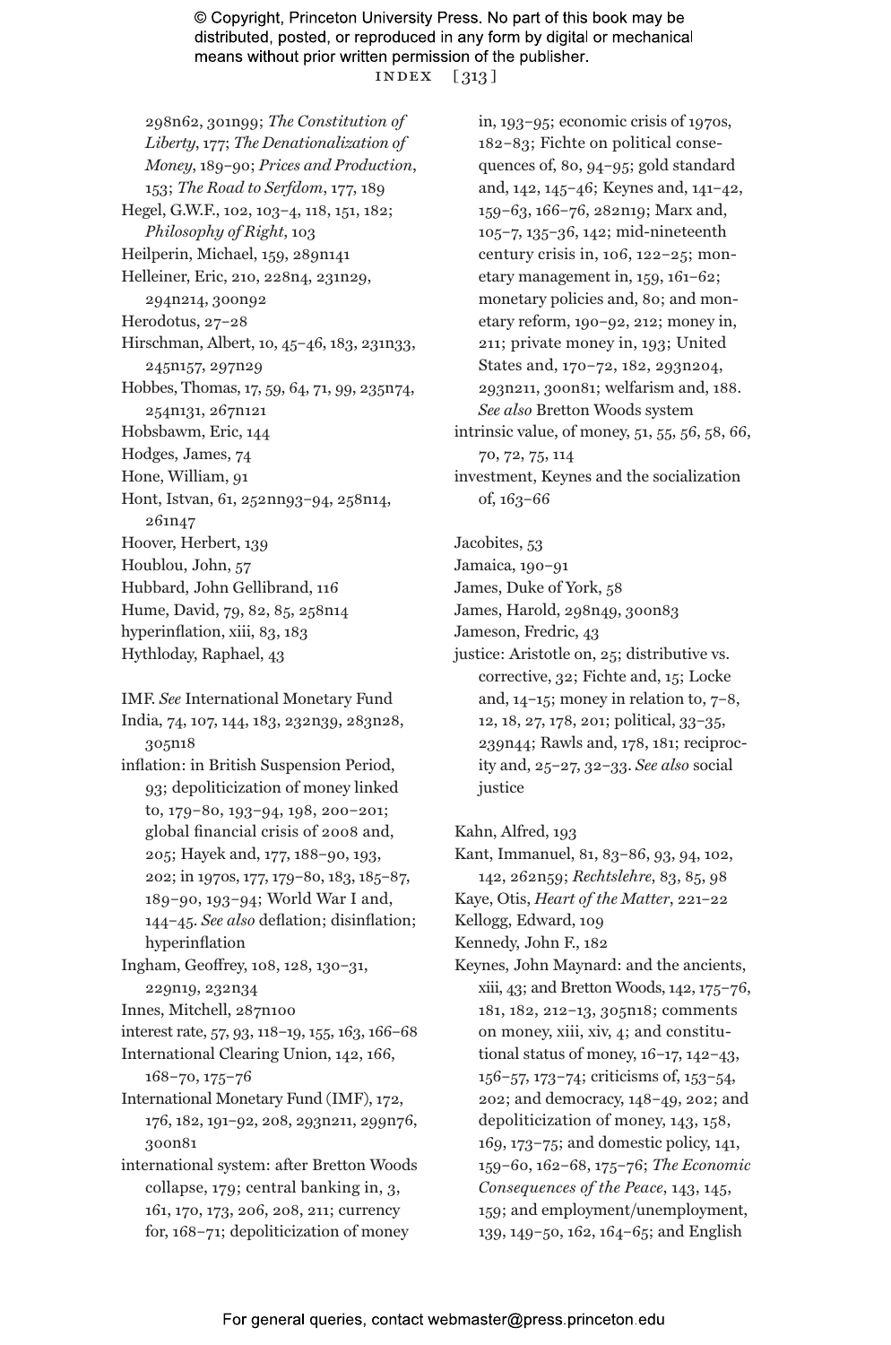298n62, 301n99; *The Constitution of Liberty*, 177; *The Denationalization of Money*, 189–90; *Prices and Production*, 153; *The Road to Serfdom*, 177, 189

Hegel, G.W.F., 102, 103–4, 118, 151, 182; *Philosophy of Right*, 103

Heilperin, Michael, 159, 289n141

Helleiner, Eric, 210, 228n4, 231n29, 294n214, 300n92

Herodotus, 27–28

Hirschman, Albert, 10, 45–46, 183, 231n33, 245n157, 297n29

Hobbes, Thomas, 17, 59, 64, 71, 99, 235n74, 254n131, 267n121

Hobsbawm, Eric, 144

Hodges, James, 74

Hone, William, 91

Hont, Istvan, 61, 252nn93–94, 258n14, 261n47

Hoover, Herbert, 139

Houblou, John, 57

Hubbard, John Gellibrand, 116

Hume, David, 79, 82, 85, 258n14

hyperinflation, xiii, 83, 183

Hythloday, Raphael, 43

IMF. *See* International Monetary Fund

India, 74, 107, 144, 183, 232n39, 283n28, 305n18

inflation: in British Suspension Period, 93; depoliticization of money linked to, 179–80, 193–94, 198, 200–201; global financial crisis of 2008 and, 205; Hayek and, 177, 188–90, 193, 202; in 1970s, 177, 179–80, 183, 185–87, 189–90, 193–94; World War I and, 144–45. *See also* deflation; disinflation; hyperinflation

Ingham, Geoffrey, 108, 128, 130–31, 229n19, 232n34

Innes, Mitchell, 287n100

interest rate, 57, 93, 118–19, 155, 163, 166–68

International Clearing Union, 142, 166, 168–70, 175–76

International Monetary Fund (IMF), 172, 176, 182, 191–92, 208, 293n211, 299n76, 300n81

international system: after Bretton Woods collapse, 179; central banking in, 3, 161, 170, 173, 206, 208, 211; currency for, 168–71; depoliticization of money in, 193–95; economic crisis of 1970s, 182–83; Fichte on political consequences of, 80, 94–95; gold standard and, 142, 145–46; Keynes and, 141–42, 159–63, 166–76, 282n19; Marx and, 105–7, 135–36, 142; mid-nineteenth century crisis in, 106, 122–25; monetary management in, 159, 161–62; monetary policies and, 80; and monetary reform, 190–92, 212; money in, 211; private money in, 193; United States and, 170–72, 182, 293n204, 293n211, 300n81; welfarism and, 188. *See also* Bretton Woods system

intrinsic value, of money, 51, 55, 56, 58, 66, 70, 72, 75, 114

investment, Keynes and the socialization of, 163–66

Jacobites, 53

Jamaica, 190–91

James, Duke of York, 58

James, Harold, 298n49, 300n83

Jameson, Fredric, 43

justice: Aristotle on, 25; distributive vs. corrective, 32; Fichte and, 15; Locke and, 14–15; money in relation to, 7–8, 12, 18, 27, 178, 201; political, 33–35, 239n44; Rawls and, 178, 181; reciprocity and, 25–27, 32–33. *See also* social justice

Kahn, Alfred, 193

Kant, Immanuel, 81, 83–86, 93, 94, 102, 142, 262n59; *Rechtslehre*, 83, 85, 98

Kaye, Otis, *Heart of the Matter*, 221–22

Kellogg, Edward, 109

Kennedy, John F., 182

Keynes, John Maynard: and the ancients, xiii, 43; and Bretton Woods, 142, 175–76, 181, 182, 212–13, 305n18; comments on money, xiii, xiv, 4; and constitutional status of money, 16–17, 142–43, 156–57, 173–74; criticisms of, 153–54, 202; and democracy, 148–49, 202; and depoliticization of money, 143, 158, 169, 173–75; and domestic policy, 141, 159–60, 162–68, 175–76; *The Economic Consequences of the Peace*, 143, 145, 159; and employment/unemployment, 139, 149–50, 162, 164–65; and English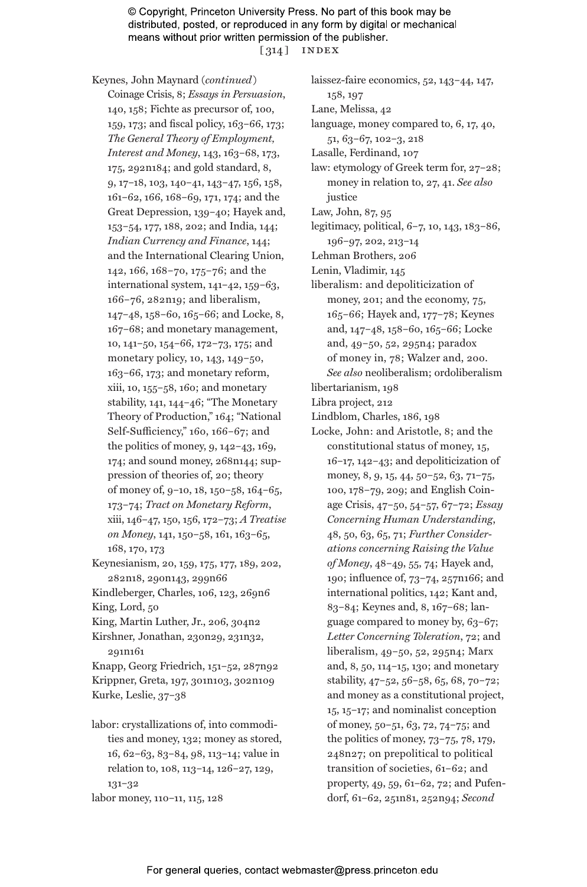Keynes, John Maynard (*continued*) Coinage Crisis, 8; *Essays in Persuasion*, 140, 158; Fichte as precursor of, 100, 159, 173; and fiscal policy, 163–66, 173; *The General Theory of Employment, Interest and Money*, 143, 163–68, 173, 175, 292n184; and gold standard, 8, 9, 17–18, 103, 140–41, 143–47, 156, 158, 161–62, 166, 168–69, 171, 174; and the Great Depression, 139–40; Hayek and, 153–54, 177, 188, 202; and India, 144; *Indian Currency and Finance*, 144; and the International Clearing Union, 142, 166, 168–70, 175–76; and the international system, 141–42, 159–63, 166–76, 282n19; and liberalism, 147–48, 158–60, 165–66; and Locke, 8, 167–68; and monetary management, 10, 141–50, 154–66, 172–73, 175; and monetary policy, 10, 143, 149–50, 163–66, 173; and monetary reform, xiii, 10, 155–58, 160; and monetary stability, 141, 144–46; "The Monetary Theory of Production," 164; "National Self-Sufficiency," 160, 166–67; and the politics of money, 9, 142–43, 169, 174; and sound money, 268n144; suppression of theories of, 20; theory of money of, 9–10, 18, 150–58, 164–65, 173–74; *Tract on Monetary Reform*, xiii, 146–47, 150, 156, 172–73; *A Treatise on Money*, 141, 150–58, 161, 163–65, 168, 170, 173

Keynesianism, 20, 159, 175, 177, 189, 202, 282n18, 290n143, 299n66

Kindleberger, Charles, 106, 123, 269n6

King, Lord, 50

King, Martin Luther, Jr., 206, 304n2

Kirshner, Jonathan, 230n29, 231n32, 291n161

Knapp, Georg Friedrich, 151–52, 287n92

Krippner, Greta, 197, 301n103, 302n109

Kurke, Leslie, 37–38

labor: crystallizations of, into commodities and money, 132; money as stored, 16, 62–63, 83–84, 98, 113–14; value in relation to, 108, 113–14, 126–27, 129, 131–32

labor money, 110–11, 115, 128

laissez-faire economics, 52, 143–44, 147, 158, 197

Lane, Melissa, 42

language, money compared to, 6, 17, 40, 51, 63–67, 102–3, 218

Lasalle, Ferdinand, 107

law: etymology of Greek term for, 27–28; money in relation to, 27, 41. *See also* justice

Law, John, 87, 95

legitimacy, political, 6–7, 10, 143, 183–86, 196–97, 202, 213–14

Lehman Brothers, 206

Lenin, Vladimir, 145

liberalism: and depoliticization of money, 201; and the economy, 75, 165–66; Hayek and, 177–78; Keynes and, 147–48, 158–60, 165–66; Locke and, 49–50, 52, 295n4; paradox of money in, 78; Walzer and, 200. *See also* neoliberalism; ordoliberalism

libertarianism, 198

Libra project, 212

Lindblom, Charles, 186, 198

Locke, John: and Aristotle, 8; and the constitutional status of money, 15, 16–17, 142–43; and depoliticization of money, 8, 9, 15, 44, 50–52, 63, 71–75, 100, 178–79, 209; and English Coinage Crisis, 47–50, 54–57, 67–72; *Essay Concerning Human Understanding*, 48, 50, 63, 65, 71; *Further Considerations concerning Raising the Value of Money*, 48–49, 55, 74; Hayek and, 190; influence of, 73–74, 257n166; and international politics, 142; Kant and, 83–84; Keynes and, 8, 167–68; language compared to money by, 63–67; *Letter Concerning Toleration*, 72; and liberalism, 49–50, 52, 295n4; Marx and, 8, 50, 114–15, 130; and monetary stability, 47–52, 56–58, 65, 68, 70–72; and money as a constitutional project, 15, 15–17; and nominalist conception of money, 50–51, 63, 72, 74–75; and the politics of money, 73–75, 78, 179, 248n27; on prepolitical to political transition of societies, 61–62; and property, 49, 59, 61–62, 72; and Pufendorf, 61–62, 251n81, 252n94; *Second*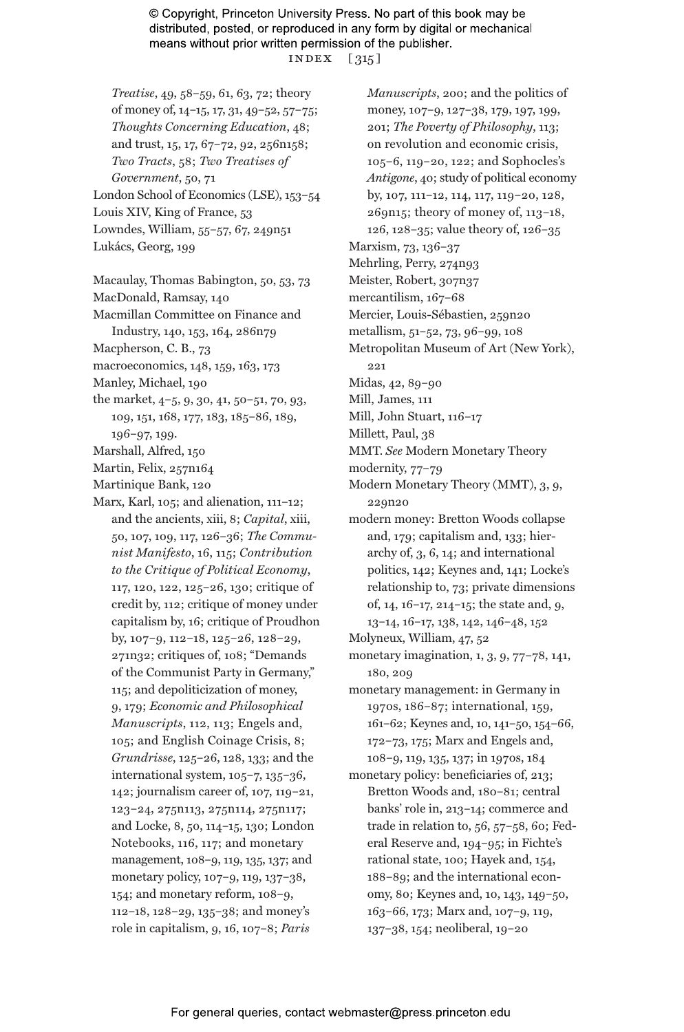*Treatise*, 49, 58–59, 61, 63, 72; theory of money of, 14–15, 17, 31, 49–52, 57–75; *Thoughts Concerning Education*, 48; and trust, 15, 17, 67–72, 92, 256n158; *Two Tracts*, 58; *Two Treatises of Government*, 50, 71

London School of Economics (LSE), 153–54

Louis XIV, King of France, 53

Lowndes, William, 55–57, 67, 249n51

Lukács, Georg, 199

Macaulay, Thomas Babington, 50, 53, 73

MacDonald, Ramsay, 140

Macmillan Committee on Finance and Industry, 140, 153, 164, 286n79

Macpherson, C. B., 73

macroeconomics, 148, 159, 163, 173

Manley, Michael, 190

the market, 4–5, 9, 30, 41, 50–51, 70, 93, 109, 151, 168, 177, 183, 185–86, 189, 196–97, 199.

Marshall, Alfred, 150

Martin, Felix, 257n164

Martinique Bank, 120

Marx, Karl, 105; and alienation, 111–12; and the ancients, xiii, 8; *Capital*, xiii, 50, 107, 109, 117, 126–36; *The Communist Manifesto*, 16, 115; *Contribution to the Critique of Political Economy*, 117, 120, 122, 125–26, 130; critique of credit by, 112; critique of money under capitalism by, 16; critique of Proudhon by, 107–9, 112–18, 125–26, 128–29, 271n32; critiques of, 108; "Demands of the Communist Party in Germany," 115; and depoliticization of money, 9, 179; *Economic and Philosophical Manuscripts*, 112, 113; Engels and, 105; and English Coinage Crisis, 8; *Grundrisse*, 125–26, 128, 133; and the international system, 105–7, 135–36, 142; journalism career of, 107, 119–21, 123–24, 275n113, 275n114, 275n117; and Locke, 8, 50, 114–15, 130; London Notebooks, 116, 117; and monetary management, 108–9, 119, 135, 137; and monetary policy, 107–9, 119, 137–38, 154; and monetary reform, 108–9, 112–18, 128–29, 135–38; and money's role in capitalism, 9, 16, 107–8; *Paris Manuscripts*, 200; and the politics of money, 107–9, 127–38, 179, 197, 199, 201; *The Poverty of Philosophy*, 113; on revolution and economic crisis, 105–6, 119–20, 122; and Sophocles's *Antigone*, 40; study of political economy by, 107, 111–12, 114, 117, 119–20, 128, 269n15; theory of money of, 113–18, 126, 128–35; value theory of, 126–35

Marxism, 73, 136–37

Mehrling, Perry, 274n93

Meister, Robert, 307n37

mercantilism, 167–68

Mercier, Louis-Sébastien, 259n20

metallism, 51–52, 73, 96–99, 108

Metropolitan Museum of Art (New York), 221

Midas, 42, 89–90

Mill, James, 111

Mill, John Stuart, 116–17

Millett, Paul, 38

MMT. *See* Modern Monetary Theory

modernity, 77–79

Modern Monetary Theory (MMT), 3, 9, 229n20

modern money: Bretton Woods collapse and, 179; capitalism and, 133; hierarchy of, 3, 6, 14; and international politics, 142; Keynes and, 141; Locke's relationship to, 73; private dimensions of, 14, 16–17, 214–15; the state and, 9, 13–14, 16–17, 138, 142, 146–48, 152

Molyneux, William, 47, 52

monetary imagination, 1, 3, 9, 77–78, 141, 180, 209

monetary management: in Germany in 1970s, 186–87; international, 159, 161–62; Keynes and, 10, 141–50, 154–66, 172–73, 175; Marx and Engels and, 108–9, 119, 135, 137; in 1970s, 184

monetary policy: beneficiaries of, 213; Bretton Woods and, 180–81; central banks' role in, 213–14; commerce and trade in relation to, 56, 57–58, 60; Federal Reserve and, 194–95; in Fichte's rational state, 100; Hayek and, 154, 188–89; and the international economy, 80; Keynes and, 10, 143, 149–50, 163–66, 173; Marx and, 107–9, 119, 137–38, 154; neoliberal, 19–20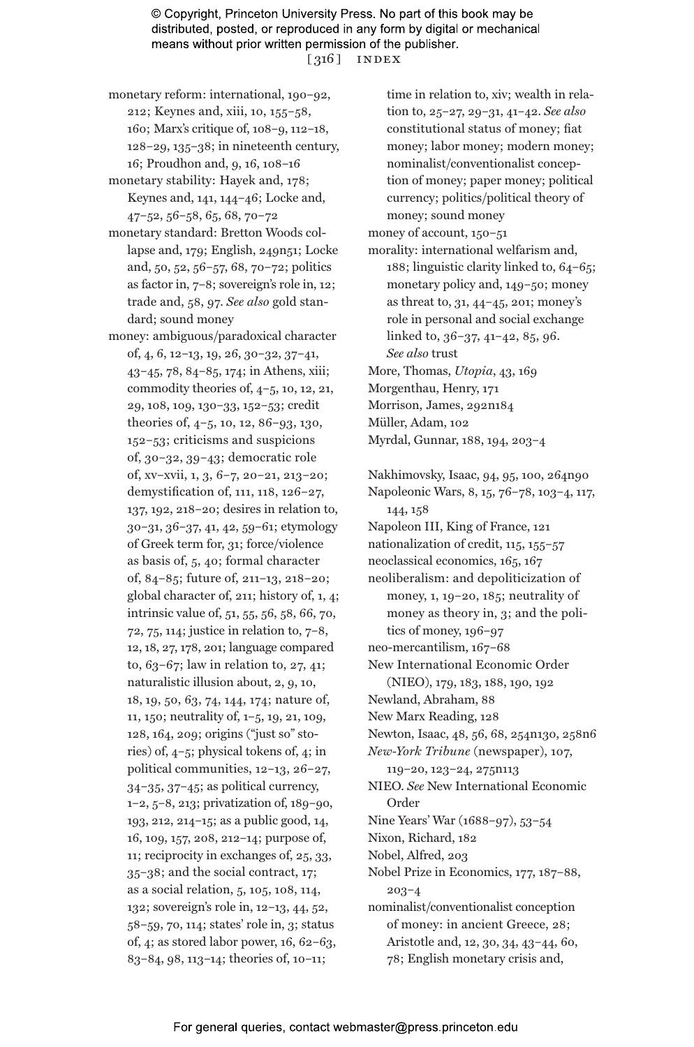monetary reform: international, 190–92, 212; Keynes and, xiii, 10, 155–58, 160; Marx's critique of, 108–9, 112–18, 128–29, 135–38; in nineteenth century, 16; Proudhon and, 9, 16, 108–16

monetary stability: Hayek and, 178; Keynes and, 141, 144–46; Locke and, 47–52, 56–58, 65, 68, 70–72

monetary standard: Bretton Woods collapse and, 179; English, 249n51; Locke and, 50, 52, 56–57, 68, 70–72; politics as factor in, 7–8; sovereign's role in, 12; trade and, 58, 97. *See also* gold standard; sound money

money: ambiguous/paradoxical character of, 4, 6, 12–13, 19, 26, 30–32, 37–41, 43–45, 78, 84–85, 174; in Athens, xiii; commodity theories of, 4–5, 10, 12, 21, 29, 108, 109, 130–33, 152–53; credit theories of, 4–5, 10, 12, 86–93, 130, 152–53; criticisms and suspicions of, 30–32, 39–43; democratic role of, xv–xvii, 1, 3, 6–7, 20–21, 213–20; demystification of, 111, 118, 126–27, 137, 192, 218–20; desires in relation to, 30–31, 36–37, 41, 42, 59–61; etymology of Greek term for, 31; force/violence as basis of, 5, 40; formal character of, 84–85; future of, 211–13, 218–20; global character of, 211; history of, 1, 4; intrinsic value of, 51, 55, 56, 58, 66, 70, 72, 75, 114; justice in relation to, 7–8, 12, 18, 27, 178, 201; language compared to, 63–67; law in relation to, 27, 41; naturalistic illusion about, 2, 9, 10, 18, 19, 50, 63, 74, 144, 174; nature of, 11, 150; neutrality of, 1–5, 19, 21, 109, 128, 164, 209; origins ("just so" stories) of, 4–5; physical tokens of, 4; in political communities, 12–13, 26–27, 34–35, 37–45; as political currency, 1–2, 5–8, 213; privatization of, 189–90, 193, 212, 214–15; as a public good, 14, 16, 109, 157, 208, 212–14; purpose of, 11; reciprocity in exchanges of, 25, 33, 35–38; and the social contract, 17; as a social relation, 5, 105, 108, 114, 132; sovereign's role in, 12–13, 44, 52, 58–59, 70, 114; states' role in, 3; status of, 4; as stored labor power, 16, 62–63, 83–84, 98, 113–14; theories of, 10–11; time in relation to, xiv; wealth in relation to, 25–27, 29–31, 41–42. *See also* constitutional status of money; fiat money; labor money; modern money; nominalist/conventionalist conception of money; paper money; political currency; politics/political theory of money; sound money

money of account, 150–51

morality: international welfarism and, 188; linguistic clarity linked to, 64–65; monetary policy and, 149–50; money as threat to, 31, 44–45, 201; money's role in personal and social exchange linked to, 36–37, 41–42, 85, 96. *See also* trust

More, Thomas, *Utopia*, 43, 169

Morgenthau, Henry, 171

Morrison, James, 292n184

Müller, Adam, 102

Myrdal, Gunnar, 188, 194, 203–4

Nakhimovsky, Isaac, 94, 95, 100, 264n90

Napoleonic Wars, 8, 15, 76–78, 103–4, 117, 144, 158

Napoleon III, King of France, 121

nationalization of credit, 115, 155–57

neoclassical economics, 165, 167

neoliberalism: and depoliticization of money, 1, 19–20, 185; neutrality of money as theory in, 3; and the politics of money, 196–97

neo-mercantilism, 167–68

New International Economic Order (NIEO), 179, 183, 188, 190, 192

Newland, Abraham, 88

New Marx Reading, 128

Newton, Isaac, 48, 56, 68, 254n130, 258n6

*New-York Tribune* (newspaper), 107, 119–20, 123–24, 275n113

NIEO. *See* New International Economic Order

Nine Years' War (1688–97), 53–54

Nixon, Richard, 182

Nobel, Alfred, 203

Nobel Prize in Economics, 177, 187–88, 203–4

nominalist/conventionalist conception of money: in ancient Greece, 28; Aristotle and, 12, 30, 34, 43–44, 60, 78; English monetary crisis and,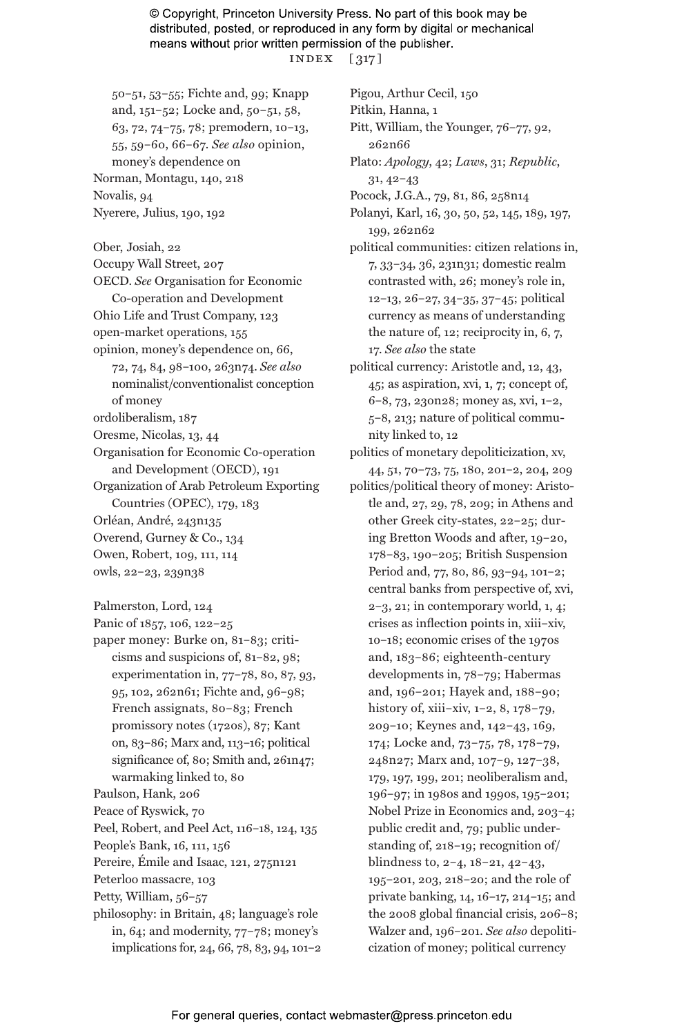50–51, 53–55; Fichte and, 99; Knapp and, 151–52; Locke and, 50–51, 58, 63, 72, 74–75, 78; premodern, 10–13, 55, 59–60, 66–67. *See also* opinion, money's dependence on

Norman, Montagu, 140, 218

Novalis, 94

Nyerere, Julius, 190, 192

Ober, Josiah, 22

Occupy Wall Street, 207

OECD. *See* Organisation for Economic Co-operation and Development

Ohio Life and Trust Company, 123

open-market operations, 155

opinion, money's dependence on, 66, 72, 74, 84, 98–100, 263n74. *See also* nominalist/conventionalist conception of money

ordoliberalism, 187

Oresme, Nicolas, 13, 44

Organisation for Economic Co-operation and Development (OECD), 191

Organization of Arab Petroleum Exporting Countries (OPEC), 179, 183

Orléan, André, 243n135

Overend, Gurney & Co., 134

Owen, Robert, 109, 111, 114

owls, 22–23, 239n38

Palmerston, Lord, 124

Panic of 1857, 106, 122–25

paper money: Burke on, 81–83; criticisms and suspicions of, 81–82, 98; experimentation in, 77–78, 80, 87, 93, 95, 102, 262n61; Fichte and, 96–98; French assignats, 80–83; French promissory notes (1720s), 87; Kant on, 83–86; Marx and, 113–16; political significance of, 80; Smith and, 261n47; warmaking linked to, 80

Paulson, Hank, 206

Peace of Ryswick, 70

Peel, Robert, and Peel Act, 116–18, 124, 135

People's Bank, 16, 111, 156

Pereire, Émile and Isaac, 121, 275n121

Peterloo massacre, 103

Petty, William, 56–57

philosophy: in Britain, 48; language's role in, 64; and modernity, 77–78; money's implications for, 24, 66, 78, 83, 94, 101–2

Pigou, Arthur Cecil, 150

Pitkin, Hanna, 1

Pitt, William, the Younger, 76–77, 92, 262n66

Plato: *Apology*, 42; *Laws*, 31; *Republic*, 31, 42–43

Pocock, J.G.A., 79, 81, 86, 258n14

Polanyi, Karl, 16, 30, 50, 52, 145, 189, 197, 199, 262n62

political communities: citizen relations in, 7, 33–34, 36, 231n31; domestic realm contrasted with, 26; money's role in, 12–13, 26–27, 34–35, 37–45; political currency as means of understanding the nature of, 12; reciprocity in, 6, 7, 17. *See also* the state

political currency: Aristotle and, 12, 43, 45; as aspiration, xvi, 1, 7; concept of, 6–8, 73, 230n28; money as, xvi, 1–2, 5–8, 213; nature of political community linked to, 12

politics of monetary depoliticization, xv, 44, 51, 70–73, 75, 180, 201–2, 204, 209

politics/political theory of money: Aristotle and, 27, 29, 78, 209; in Athens and other Greek city-states, 22–25; during Bretton Woods and after, 19–20, 178–83, 190–205; British Suspension Period and, 77, 80, 86, 93–94, 101–2; central banks from perspective of, xvi, 2–3, 21; in contemporary world, 1, 4; crises as inflection points in, xiii–xiv, 10–18; economic crises of the 1970s and, 183–86; eighteenth-century developments in, 78–79; Habermas and, 196–201; Hayek and, 188–90; history of, xiii–xiv, 1–2, 8, 178–79, 209–10; Keynes and, 142–43, 169, 174; Locke and, 73–75, 78, 178–79, 248n27; Marx and, 107–9, 127–38, 179, 197, 199, 201; neoliberalism and, 196–97; in 1980s and 1990s, 195–201; Nobel Prize in Economics and, 203–4; public credit and, 79; public understanding of, 218–19; recognition of/blindness to, 2–4, 18–21, 42–43, 195–201, 203, 218–20; and the role of private banking, 14, 16–17, 214–15; and the 2008 global financial crisis, 206–8; Walzer and, 196–201. *See also* depoliticization of money; political currency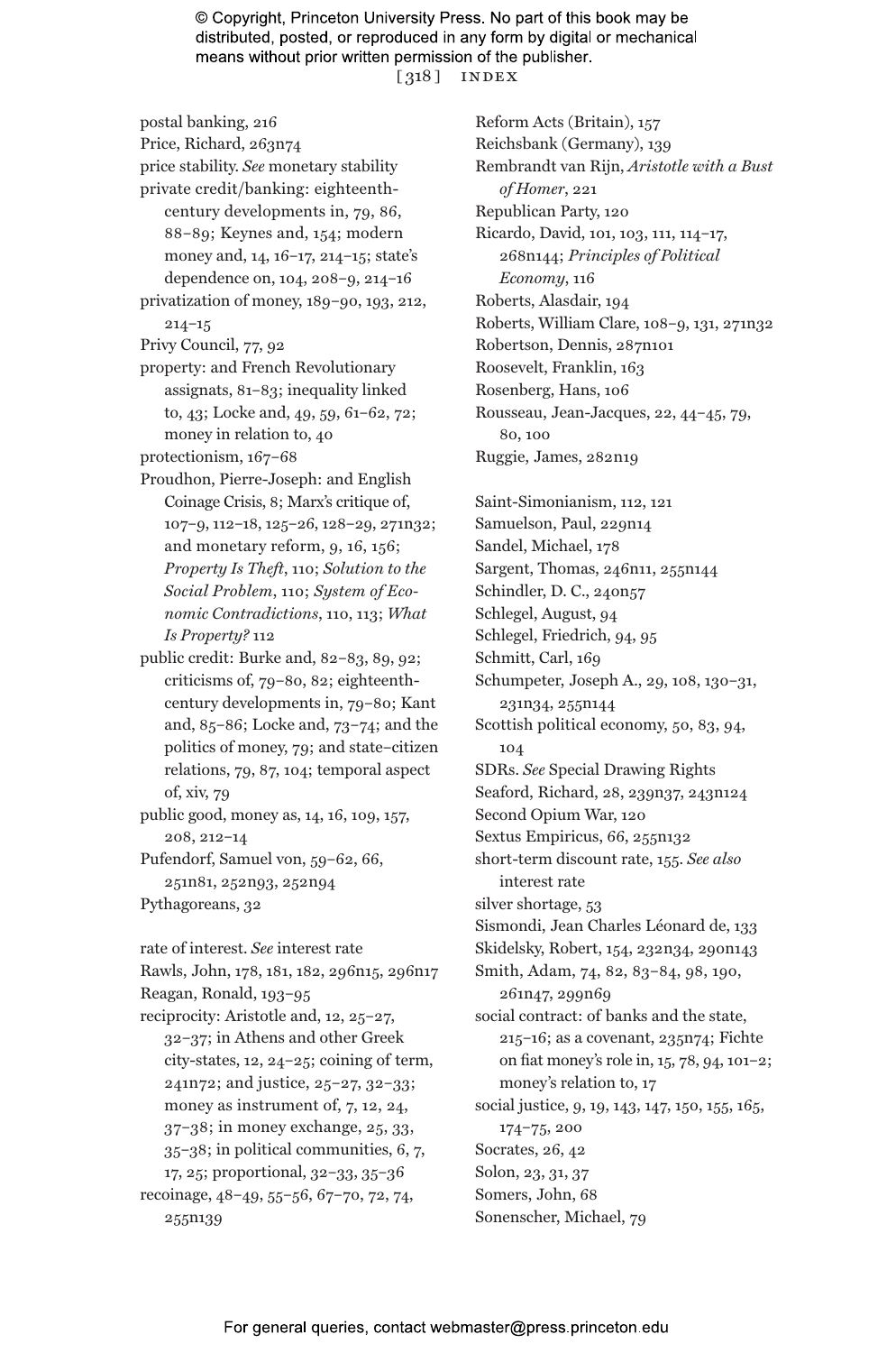postal banking, 216
Price, Richard, 263n74
price stability. *See* monetary stability
private credit/banking: eighteenth-century developments in, 79, 86, 88–89; Keynes and, 154; modern money and, 14, 16–17, 214–15; state's dependence on, 104, 208–9, 214–16
privatization of money, 189–90, 193, 212, 214–15
Privy Council, 77, 92
property: and French Revolutionary assignats, 81–83; inequality linked to, 43; Locke and, 49, 59, 61–62, 72; money in relation to, 40
protectionism, 167–68
Proudhon, Pierre-Joseph: and English Coinage Crisis, 8; Marx's critique of, 107–9, 112–18, 125–26, 128–29, 271n32; and monetary reform, 9, 16, 156; *Property Is Theft*, 110; *Solution to the Social Problem*, 110; *System of Economic Contradictions*, 110, 113; *What Is Property?* 112
public credit: Burke and, 82–83, 89, 92; criticisms of, 79–80, 82; eighteenth-century developments in, 79–80; Kant and, 85–86; Locke and, 73–74; and the politics of money, 79; and state–citizen relations, 79, 87, 104; temporal aspect of, xiv, 79
public good, money as, 14, 16, 109, 157, 208, 212–14
Pufendorf, Samuel von, 59–62, 66, 251n81, 252n93, 252n94
Pythagoreans, 32

rate of interest. *See* interest rate
Rawls, John, 178, 181, 182, 296n15, 296n17
Reagan, Ronald, 193–95
reciprocity: Aristotle and, 12, 25–27, 32–37; in Athens and other Greek city-states, 12, 24–25; coining of term, 241n72; and justice, 25–27, 32–33; money as instrument of, 7, 12, 24, 37–38; in money exchange, 25, 33, 35–38; in political communities, 6, 7, 17, 25; proportional, 32–33, 35–36
recoinage, 48–49, 55–56, 67–70, 72, 74, 255n139
Reform Acts (Britain), 157
Reichsbank (Germany), 139
Rembrandt van Rijn, *Aristotle with a Bust of Homer*, 221
Republican Party, 120
Ricardo, David, 101, 103, 111, 114–17, 268n144; *Principles of Political Economy*, 116
Roberts, Alasdair, 194
Roberts, William Clare, 108–9, 131, 271n32
Robertson, Dennis, 287n101
Roosevelt, Franklin, 163
Rosenberg, Hans, 106
Rousseau, Jean-Jacques, 22, 44–45, 79, 80, 100
Ruggie, James, 282n19

Saint-Simonianism, 112, 121
Samuelson, Paul, 229n14
Sandel, Michael, 178
Sargent, Thomas, 246n11, 255n144
Schindler, D. C., 240n57
Schlegel, August, 94
Schlegel, Friedrich, 94, 95
Schmitt, Carl, 169
Schumpeter, Joseph A., 29, 108, 130–31, 231n34, 255n144
Scottish political economy, 50, 83, 94, 104
SDRs. *See* Special Drawing Rights
Seaford, Richard, 28, 239n37, 243n124
Second Opium War, 120
Sextus Empiricus, 66, 255n132
short-term discount rate, 155. *See also* interest rate
silver shortage, 53
Sismondi, Jean Charles Léonard de, 133
Skidelsky, Robert, 154, 232n34, 290n143
Smith, Adam, 74, 82, 83–84, 98, 190, 261n47, 299n69
social contract: of banks and the state, 215–16; as a covenant, 235n74; Fichte on fiat money's role in, 15, 78, 94, 101–2; money's relation to, 17
social justice, 9, 19, 143, 147, 150, 155, 165, 174–75, 200
Socrates, 26, 42
Solon, 23, 31, 37
Somers, John, 68
Sonenscher, Michael, 79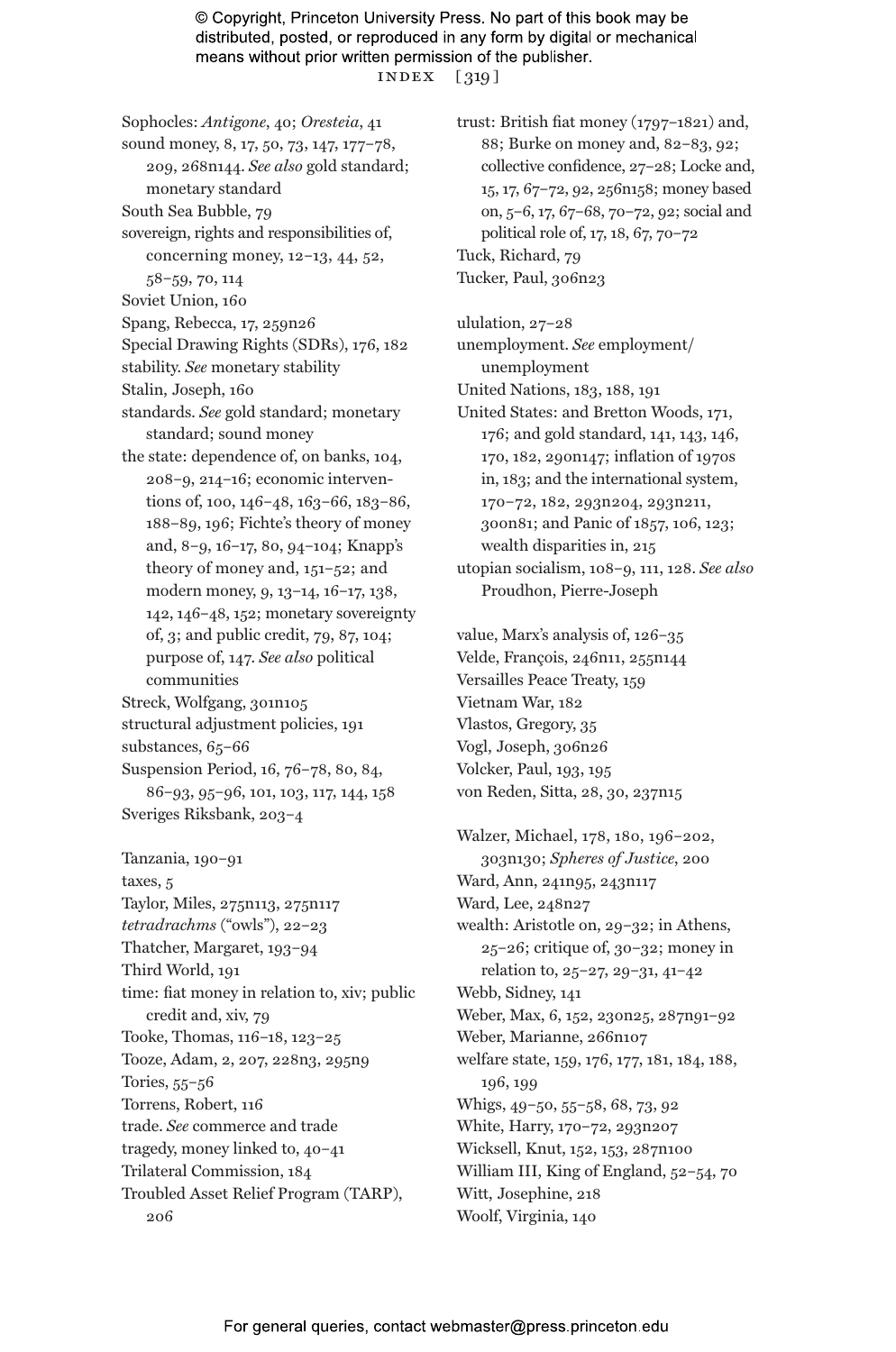Sophocles: *Antigone*, 40; *Oresteia*, 41
sound money, 8, 17, 50, 73, 147, 177–78, 209, 268n144. *See also* gold standard; monetary standard
South Sea Bubble, 79
sovereign, rights and responsibilities of, concerning money, 12–13, 44, 52, 58–59, 70, 114
Soviet Union, 160
Spang, Rebecca, 17, 259n26
Special Drawing Rights (SDRs), 176, 182
stability. *See* monetary stability
Stalin, Joseph, 160
standards. *See* gold standard; monetary standard; sound money
the state: dependence of, on banks, 104, 208–9, 214–16; economic interventions of, 100, 146–48, 163–66, 183–86, 188–89, 196; Fichte's theory of money and, 8–9, 16–17, 80, 94–104; Knapp's theory of money and, 151–52; and modern money, 9, 13–14, 16–17, 138, 142, 146–48, 152; monetary sovereignty of, 3; and public credit, 79, 87, 104; purpose of, 147. *See also* political communities
Streck, Wolfgang, 301n105
structural adjustment policies, 191
substances, 65–66
Suspension Period, 16, 76–78, 80, 84, 86–93, 95–96, 101, 103, 117, 144, 158
Sveriges Riksbank, 203–4

Tanzania, 190–91
taxes, 5
Taylor, Miles, 275n113, 275n117
*tetradrachms* ("owls"), 22–23
Thatcher, Margaret, 193–94
Third World, 191
time: fiat money in relation to, xiv; public credit and, xiv, 79
Tooke, Thomas, 116–18, 123–25
Tooze, Adam, 2, 207, 228n3, 295n9
Tories, 55–56
Torrens, Robert, 116
trade. *See* commerce and trade
tragedy, money linked to, 40–41
Trilateral Commission, 184
Troubled Asset Relief Program (TARP), 206
trust: British fiat money (1797–1821) and, 88; Burke on money and, 82–83, 92; collective confidence, 27–28; Locke and, 15, 17, 67–72, 92, 256n158; money based on, 5–6, 17, 67–68, 70–72, 92; social and political role of, 17, 18, 67, 70–72
Tuck, Richard, 79
Tucker, Paul, 306n23

ululation, 27–28
unemployment. *See* employment/unemployment
United Nations, 183, 188, 191
United States: and Bretton Woods, 171, 176; and gold standard, 141, 143, 146, 170, 182, 290n147; inflation of 1970s in, 183; and the international system, 170–72, 182, 293n204, 293n211, 300n81; and Panic of 1857, 106, 123; wealth disparities in, 215
utopian socialism, 108–9, 111, 128. *See also* Proudhon, Pierre-Joseph

value, Marx's analysis of, 126–35
Velde, François, 246n11, 255n144
Versailles Peace Treaty, 159
Vietnam War, 182
Vlastos, Gregory, 35
Vogl, Joseph, 306n26
Volcker, Paul, 193, 195
von Reden, Sitta, 28, 30, 237n15

Walzer, Michael, 178, 180, 196–202, 303n130; *Spheres of Justice*, 200
Ward, Ann, 241n95, 243n117
Ward, Lee, 248n27
wealth: Aristotle on, 29–32; in Athens, 25–26; critique of, 30–32; money in relation to, 25–27, 29–31, 41–42
Webb, Sidney, 141
Weber, Max, 6, 152, 230n25, 287n91–92
Weber, Marianne, 266n107
welfare state, 159, 176, 177, 181, 184, 188, 196, 199
Whigs, 49–50, 55–58, 68, 73, 92
White, Harry, 170–72, 293n207
Wicksell, Knut, 152, 153, 287n100
William III, King of England, 52–54, 70
Witt, Josephine, 218
Woolf, Virginia, 140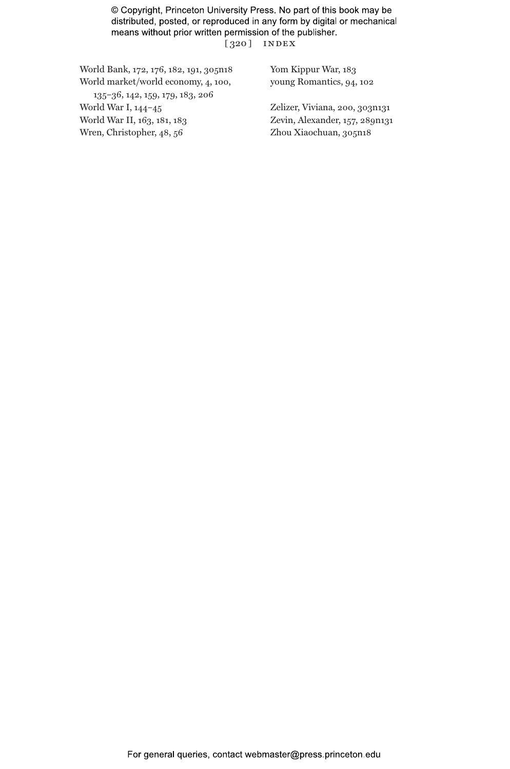World Bank, 172, 176, 182, 191, 305n18
World market/world economy, 4, 100, 135–36, 142, 159, 179, 183, 206
World War I, 144–45
World War II, 163, 181, 183
Wren, Christopher, 48, 56

Yom Kippur War, 183
young Romantics, 94, 102

Zelizer, Viviana, 200, 303n131
Zevin, Alexander, 157, 289n131
Zhou Xiaochuan, 305n18